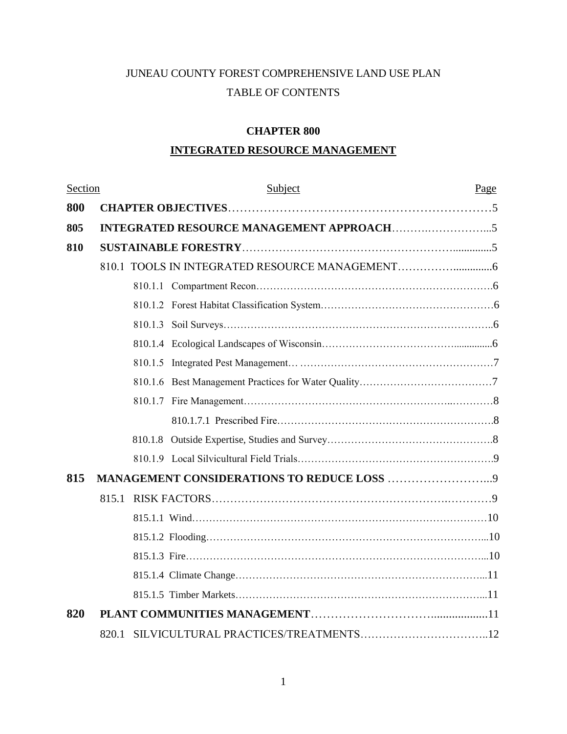# JUNEAU COUNTY FOREST COMPREHENSIVE LAND USE PLAN

## TABLE OF CONTENTS

## CHAPTER 800

## INTEGRATED RESOURCE MANAGEMENT

| Section | Subject | Page |
|---|---|---|
| **800** | **CHAPTER OBJECTIVES** | 5 |
| **805** | **INTEGRATED RESOURCE MANAGEMENT APPROACH** | 5 |
| **810** | **SUSTAINABLE FORESTRY** | 5 |
| | 810.1 TOOLS IN INTEGRATED RESOURCE MANAGEMENT | 6 |
| | 810.1.1 Compartment Recon | 6 |
| | 810.1.2 Forest Habitat Classification System | 6 |
| | 810.1.3 Soil Surveys | 6 |
| | 810.1.4 Ecological Landscapes of Wisconsin | 6 |
| | 810.1.5 Integrated Pest Management | 7 |
| | 810.1.6 Best Management Practices for Water Quality | 7 |
| | 810.1.7 Fire Management | 8 |
| | 810.1.7.1 Prescribed Fire | 8 |
| | 810.1.8 Outside Expertise, Studies and Survey | 8 |
| | 810.1.9 Local Silvicultural Field Trials | 9 |
| **815** | **MANAGEMENT CONSIDERATIONS TO REDUCE LOSS** | 9 |
| | 815.1 RISK FACTORS | 9 |
| | 815.1.1 Wind | 10 |
| | 815.1.2 Flooding | 10 |
| | 815.1.3 Fire | 10 |
| | 815.1.4 Climate Change | 11 |
| | 815.1.5 Timber Markets | 11 |
| **820** | **PLANT COMMUNITIES MANAGEMENT** | 11 |
| | 820.1 SILVICULTURAL PRACTICES/TREATMENTS | 12 |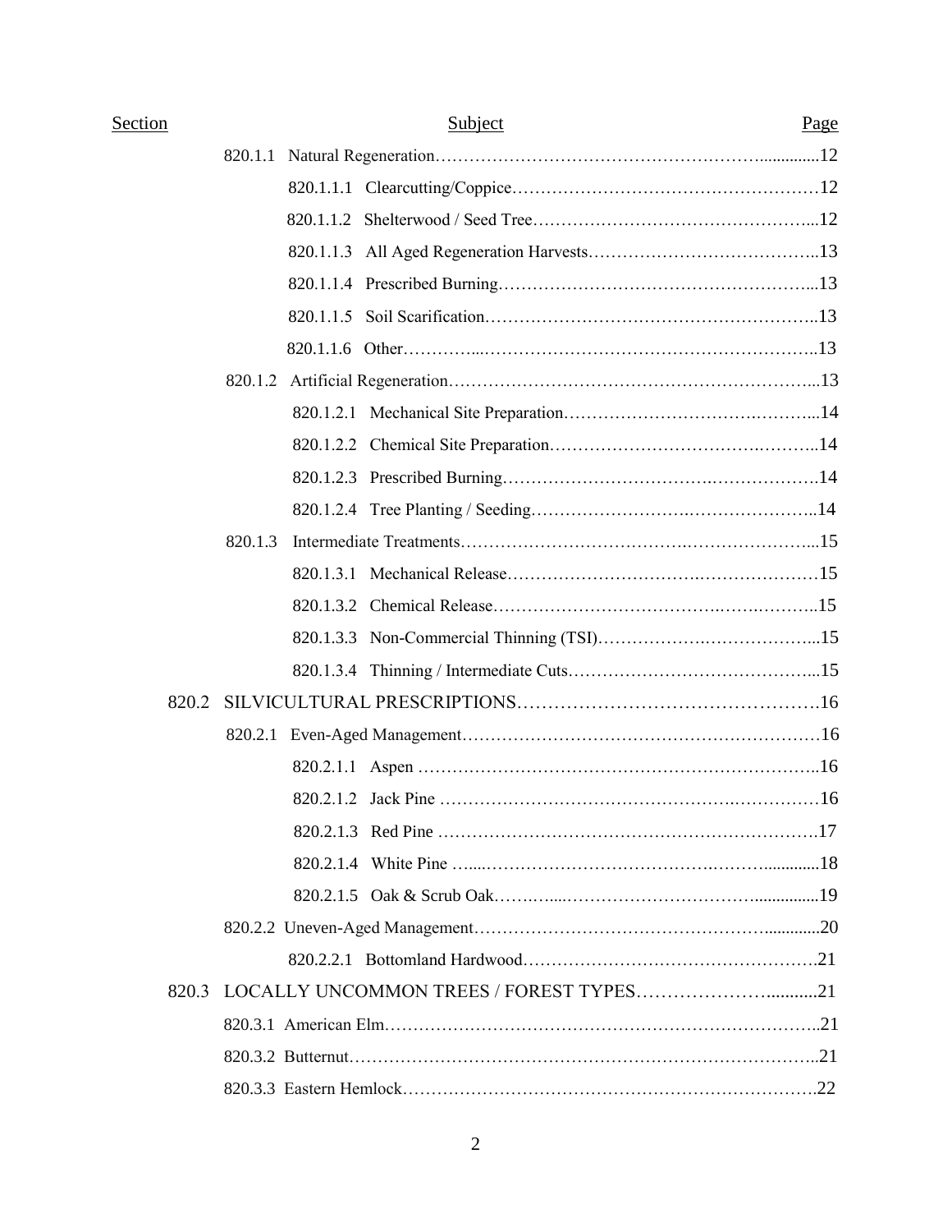| Section | Subject | Page |
|---|---|---|
| | 820.1.1 Natural Regeneration | 12 |
| | 820.1.1.1 Clearcutting/Coppice | 12 |
| | 820.1.1.2 Shelterwood / Seed Tree | 12 |
| | 820.1.1.3 All Aged Regeneration Harvests | 13 |
| | 820.1.1.4 Prescribed Burning | 13 |
| | 820.1.1.5 Soil Scarification | 13 |
| | 820.1.1.6 Other | 13 |
| | 820.1.2 Artificial Regeneration | 13 |
| | 820.1.2.1 Mechanical Site Preparation | 14 |
| | 820.1.2.2 Chemical Site Preparation | 14 |
| | 820.1.2.3 Prescribed Burning | 14 |
| | 820.1.2.4 Tree Planting / Seeding | 14 |
| | 820.1.3 Intermediate Treatments | 15 |
| | 820.1.3.1 Mechanical Release | 15 |
| | 820.1.3.2 Chemical Release | 15 |
| | 820.1.3.3 Non-Commercial Thinning (TSI) | 15 |
| | 820.1.3.4 Thinning / Intermediate Cuts | 15 |
| 820.2 | SILVICULTURAL PRESCRIPTIONS | 16 |
| | 820.2.1 Even-Aged Management | 16 |
| | 820.2.1.1 Aspen | 16 |
| | 820.2.1.2 Jack Pine | 16 |
| | 820.2.1.3 Red Pine | 17 |
| | 820.2.1.4 White Pine | 18 |
| | 820.2.1.5 Oak & Scrub Oak | 19 |
| | 820.2.2 Uneven-Aged Management | 20 |
| | 820.2.2.1 Bottomland Hardwood | 21 |
| 820.3 | LOCALLY UNCOMMON TREES / FOREST TYPES | 21 |
| | 820.3.1 American Elm | 21 |
| | 820.3.2 Butternut | 21 |
| | 820.3.3 Eastern Hemlock | 22 |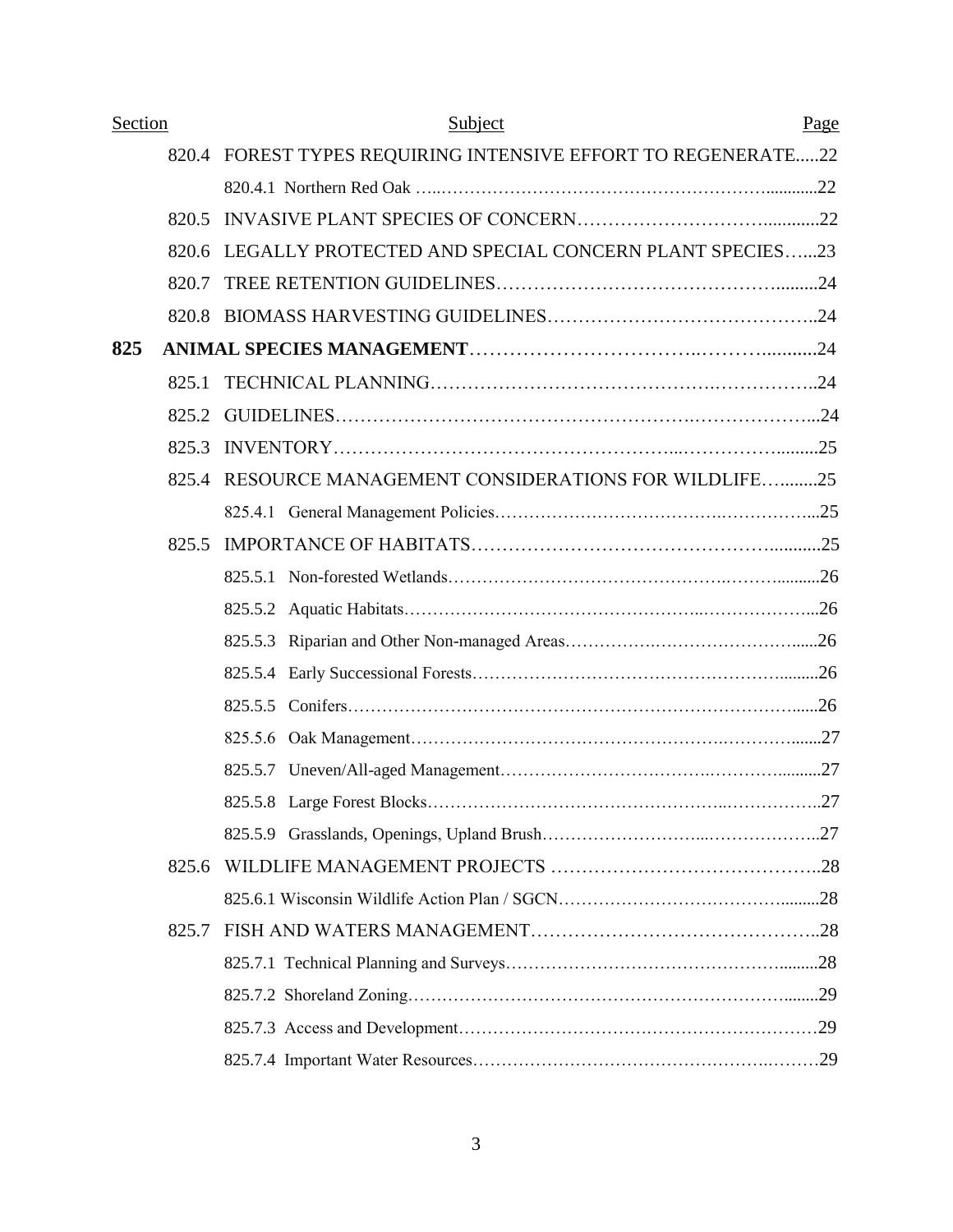| Section | Subject | Page |
|---|---|---|
| | 820.4 FOREST TYPES REQUIRING INTENSIVE EFFORT TO REGENERATE | 22 |
| | 820.4.1 Northern Red Oak | 22 |
| | 820.5 INVASIVE PLANT SPECIES OF CONCERN | 22 |
| | 820.6 LEGALLY PROTECTED AND SPECIAL CONCERN PLANT SPECIES | 23 |
| | 820.7 TREE RETENTION GUIDELINES | 24 |
| | 820.8 BIOMASS HARVESTING GUIDELINES | 24 |
| **825** | **ANIMAL SPECIES MANAGEMENT** | 24 |
| | 825.1 TECHNICAL PLANNING | 24 |
| | 825.2 GUIDELINES | 24 |
| | 825.3 INVENTORY | 25 |
| | 825.4 RESOURCE MANAGEMENT CONSIDERATIONS FOR WILDLIFE | 25 |
| | 825.4.1 General Management Policies | 25 |
| | 825.5 IMPORTANCE OF HABITATS | 25 |
| | 825.5.1 Non-forested Wetlands | 26 |
| | 825.5.2 Aquatic Habitats | 26 |
| | 825.5.3 Riparian and Other Non-managed Areas | 26 |
| | 825.5.4 Early Successional Forests | 26 |
| | 825.5.5 Conifers | 26 |
| | 825.5.6 Oak Management | 27 |
| | 825.5.7 Uneven/All-aged Management | 27 |
| | 825.5.8 Large Forest Blocks | 27 |
| | 825.5.9 Grasslands, Openings, Upland Brush | 27 |
| | 825.6 WILDLIFE MANAGEMENT PROJECTS | 28 |
| | 825.6.1 Wisconsin Wildlife Action Plan / SGCN | 28 |
| | 825.7 FISH AND WATERS MANAGEMENT | 28 |
| | 825.7.1 Technical Planning and Surveys | 28 |
| | 825.7.2 Shoreland Zoning | 29 |
| | 825.7.3 Access and Development | 29 |
| | 825.7.4 Important Water Resources | 29 |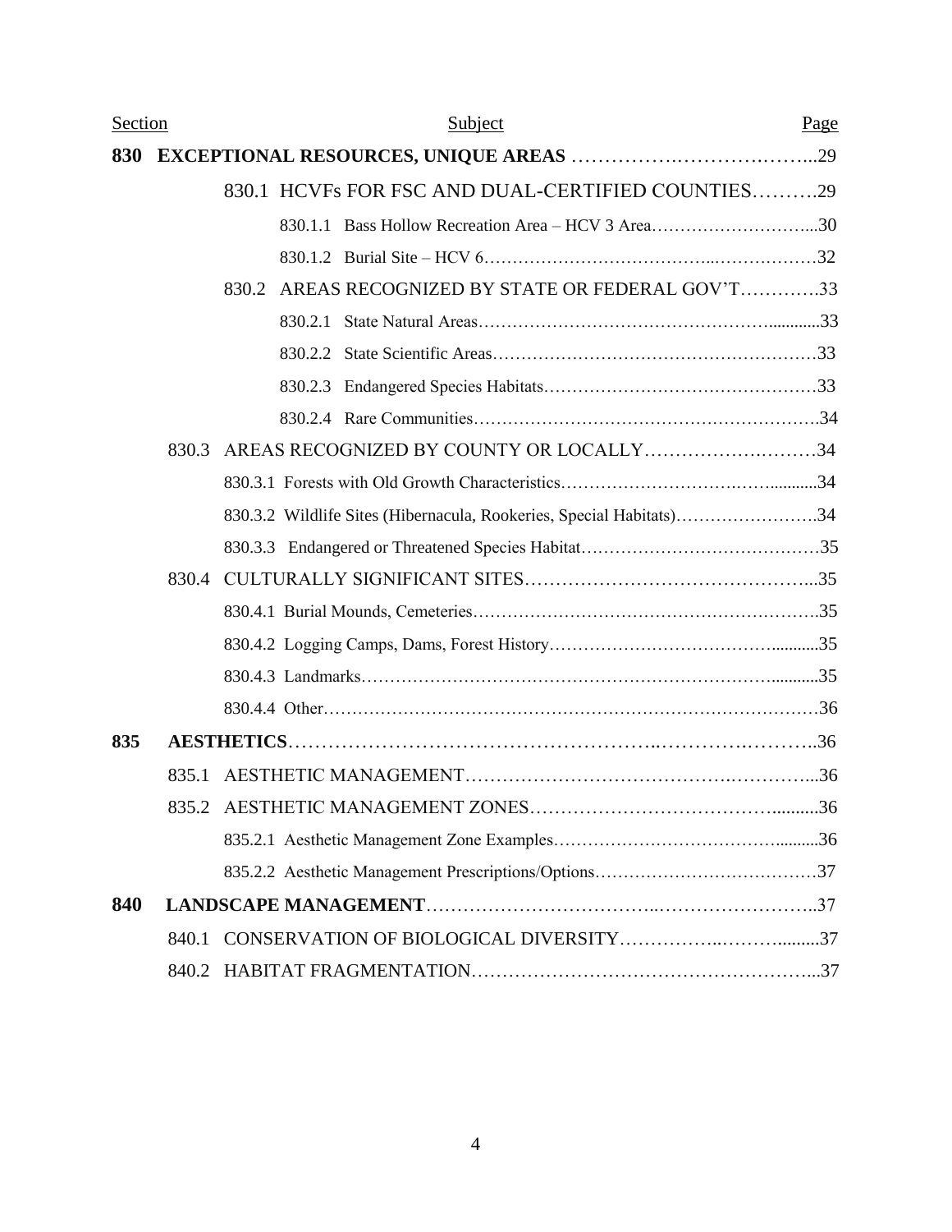| Section | Subject | Page |
| --- | --- | --- |
| **830** | **EXCEPTIONAL RESOURCES, UNIQUE AREAS** | 29 |
| 830.1 | HCVFs FOR FSC AND DUAL-CERTIFIED COUNTIES | 29 |
| 830.1.1 | Bass Hollow Recreation Area – HCV 3 Area | 30 |
| 830.1.2 | Burial Site – HCV 6 | 32 |
| 830.2 | AREAS RECOGNIZED BY STATE OR FEDERAL GOV'T | 33 |
| 830.2.1 | State Natural Areas | 33 |
| 830.2.2 | State Scientific Areas | 33 |
| 830.2.3 | Endangered Species Habitats | 33 |
| 830.2.4 | Rare Communities | 34 |
| 830.3 | AREAS RECOGNIZED BY COUNTY OR LOCALLY | 34 |
| 830.3.1 | Forests with Old Growth Characteristics | 34 |
| 830.3.2 | Wildlife Sites (Hibernacula, Rookeries, Special Habitats) | 34 |
| 830.3.3 | Endangered or Threatened Species Habitat | 35 |
| 830.4 | CULTURALLY SIGNIFICANT SITES | 35 |
| 830.4.1 | Burial Mounds, Cemeteries | 35 |
| 830.4.2 | Logging Camps, Dams, Forest History | 35 |
| 830.4.3 | Landmarks | 35 |
| 830.4.4 | Other | 36 |
| **835** | **AESTHETICS** | 36 |
| 835.1 | AESTHETIC MANAGEMENT | 36 |
| 835.2 | AESTHETIC MANAGEMENT ZONES | 36 |
| 835.2.1 | Aesthetic Management Zone Examples | 36 |
| 835.2.2 | Aesthetic Management Prescriptions/Options | 37 |
| **840** | **LANDSCAPE MANAGEMENT** | 37 |
| 840.1 | CONSERVATION OF BIOLOGICAL DIVERSITY | 37 |
| 840.2 | HABITAT FRAGMENTATION | 37 |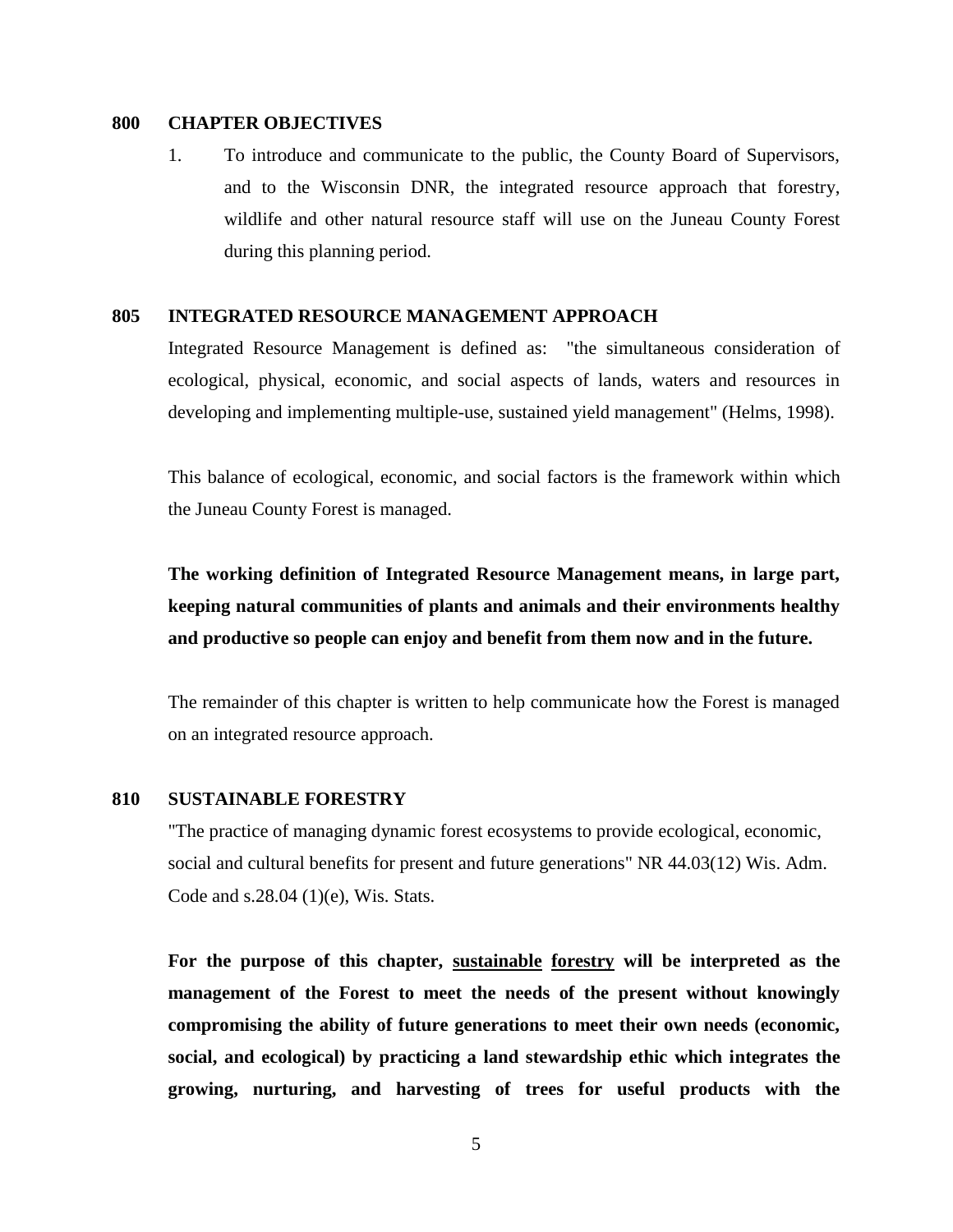## 800 CHAPTER OBJECTIVES

1. To introduce and communicate to the public, the County Board of Supervisors, and to the Wisconsin DNR, the integrated resource approach that forestry, wildlife and other natural resource staff will use on the Juneau County Forest during this planning period.

## 805 INTEGRATED RESOURCE MANAGEMENT APPROACH

Integrated Resource Management is defined as: "the simultaneous consideration of ecological, physical, economic, and social aspects of lands, waters and resources in developing and implementing multiple-use, sustained yield management" (Helms, 1998).

This balance of ecological, economic, and social factors is the framework within which the Juneau County Forest is managed.

**The working definition of Integrated Resource Management means, in large part, keeping natural communities of plants and animals and their environments healthy and productive so people can enjoy and benefit from them now and in the future.**

The remainder of this chapter is written to help communicate how the Forest is managed on an integrated resource approach.

## 810 SUSTAINABLE FORESTRY

"The practice of managing dynamic forest ecosystems to provide ecological, economic, social and cultural benefits for present and future generations" NR 44.03(12) Wis. Adm. Code and s.28.04 (1)(e), Wis. Stats.

**For the purpose of this chapter, <u>sustainable</u> <u>forestry</u> will be interpreted as the management of the Forest to meet the needs of the present without knowingly compromising the ability of future generations to meet their own needs (economic, social, and ecological) by practicing a land stewardship ethic which integrates the growing, nurturing, and harvesting of trees for useful products with the**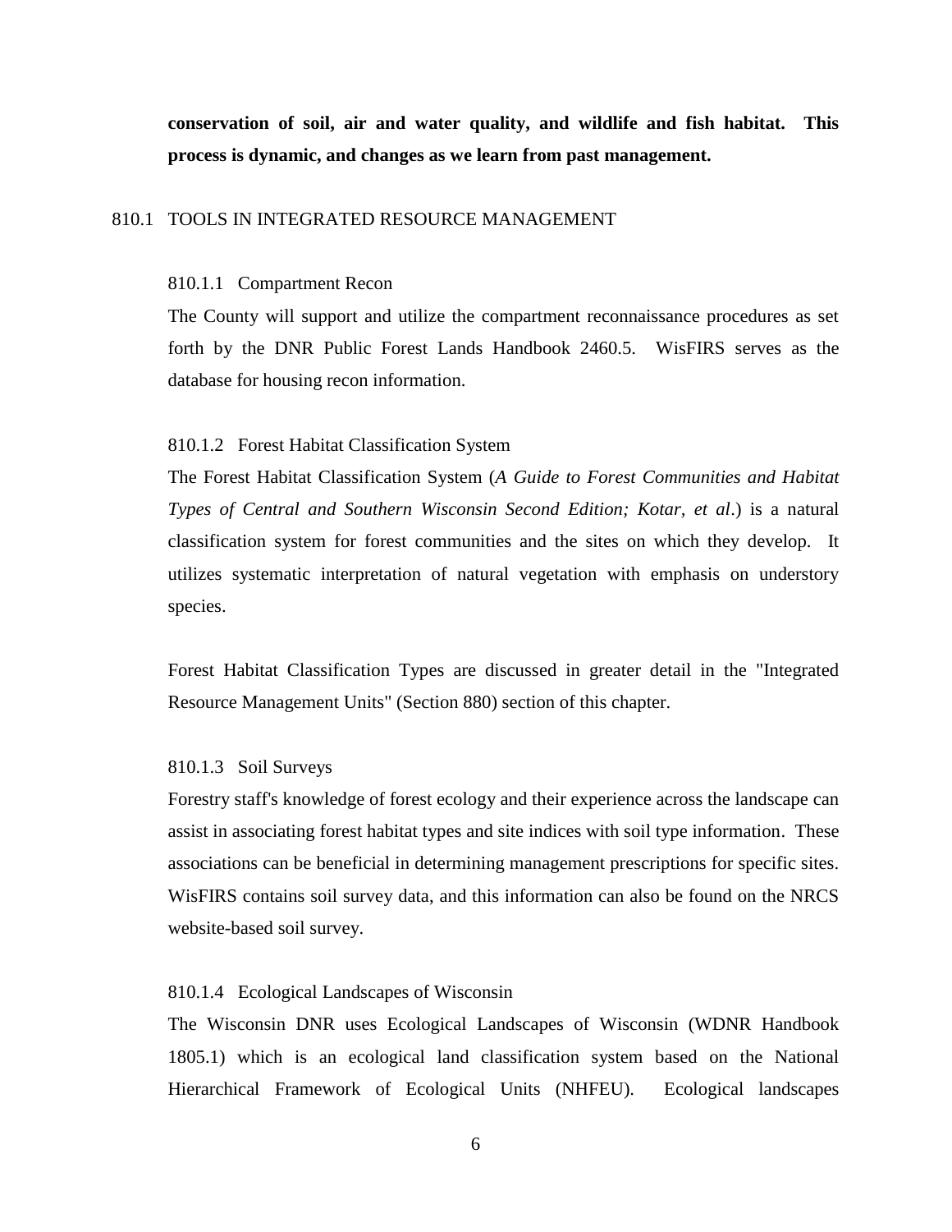**conservation of soil, air and water quality, and wildlife and fish habitat. This process is dynamic, and changes as we learn from past management.**

## 810.1 TOOLS IN INTEGRATED RESOURCE MANAGEMENT

### 810.1.1 Compartment Recon

The County will support and utilize the compartment reconnaissance procedures as set forth by the DNR Public Forest Lands Handbook 2460.5. WisFIRS serves as the database for housing recon information.

### 810.1.2 Forest Habitat Classification System

The Forest Habitat Classification System (*A Guide to Forest Communities and Habitat Types of Central and Southern Wisconsin Second Edition; Kotar, et al*.) is a natural classification system for forest communities and the sites on which they develop. It utilizes systematic interpretation of natural vegetation with emphasis on understory species.

Forest Habitat Classification Types are discussed in greater detail in the "Integrated Resource Management Units" (Section 880) section of this chapter.

### 810.1.3 Soil Surveys

Forestry staff's knowledge of forest ecology and their experience across the landscape can assist in associating forest habitat types and site indices with soil type information. These associations can be beneficial in determining management prescriptions for specific sites. WisFIRS contains soil survey data, and this information can also be found on the NRCS website-based soil survey.

### 810.1.4 Ecological Landscapes of Wisconsin

The Wisconsin DNR uses Ecological Landscapes of Wisconsin (WDNR Handbook 1805.1) which is an ecological land classification system based on the National Hierarchical Framework of Ecological Units (NHFEU). Ecological landscapes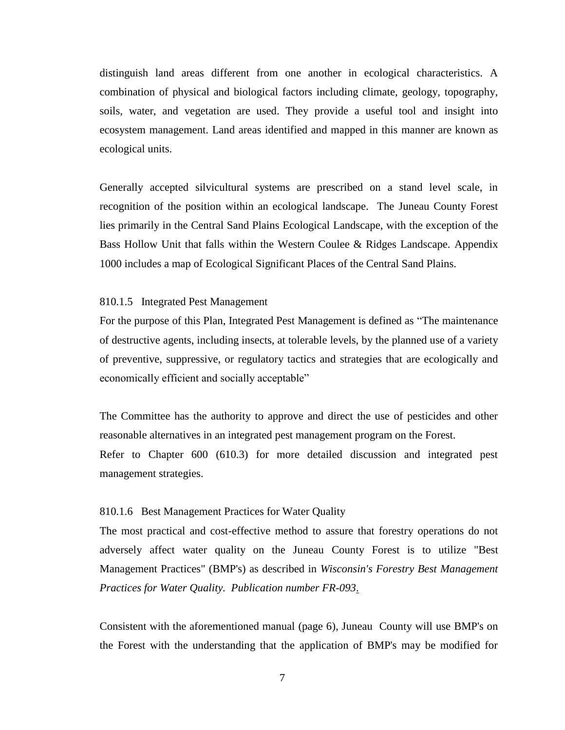distinguish land areas different from one another in ecological characteristics. A combination of physical and biological factors including climate, geology, topography, soils, water, and vegetation are used. They provide a useful tool and insight into ecosystem management. Land areas identified and mapped in this manner are known as ecological units.

Generally accepted silvicultural systems are prescribed on a stand level scale, in recognition of the position within an ecological landscape. The Juneau County Forest lies primarily in the Central Sand Plains Ecological Landscape, with the exception of the Bass Hollow Unit that falls within the Western Coulee & Ridges Landscape. Appendix 1000 includes a map of Ecological Significant Places of the Central Sand Plains.

### 810.1.5 Integrated Pest Management

For the purpose of this Plan, Integrated Pest Management is defined as "The maintenance of destructive agents, including insects, at tolerable levels, by the planned use of a variety of preventive, suppressive, or regulatory tactics and strategies that are ecologically and economically efficient and socially acceptable"

The Committee has the authority to approve and direct the use of pesticides and other reasonable alternatives in an integrated pest management program on the Forest.
Refer to Chapter 600 (610.3) for more detailed discussion and integrated pest management strategies.

### 810.1.6 Best Management Practices for Water Quality

The most practical and cost-effective method to assure that forestry operations do not adversely affect water quality on the Juneau County Forest is to utilize "Best Management Practices" (BMP's) as described in *Wisconsin's Forestry Best Management Practices for Water Quality. Publication number FR-093*.

Consistent with the aforementioned manual (page 6), Juneau County will use BMP's on the Forest with the understanding that the application of BMP's may be modified for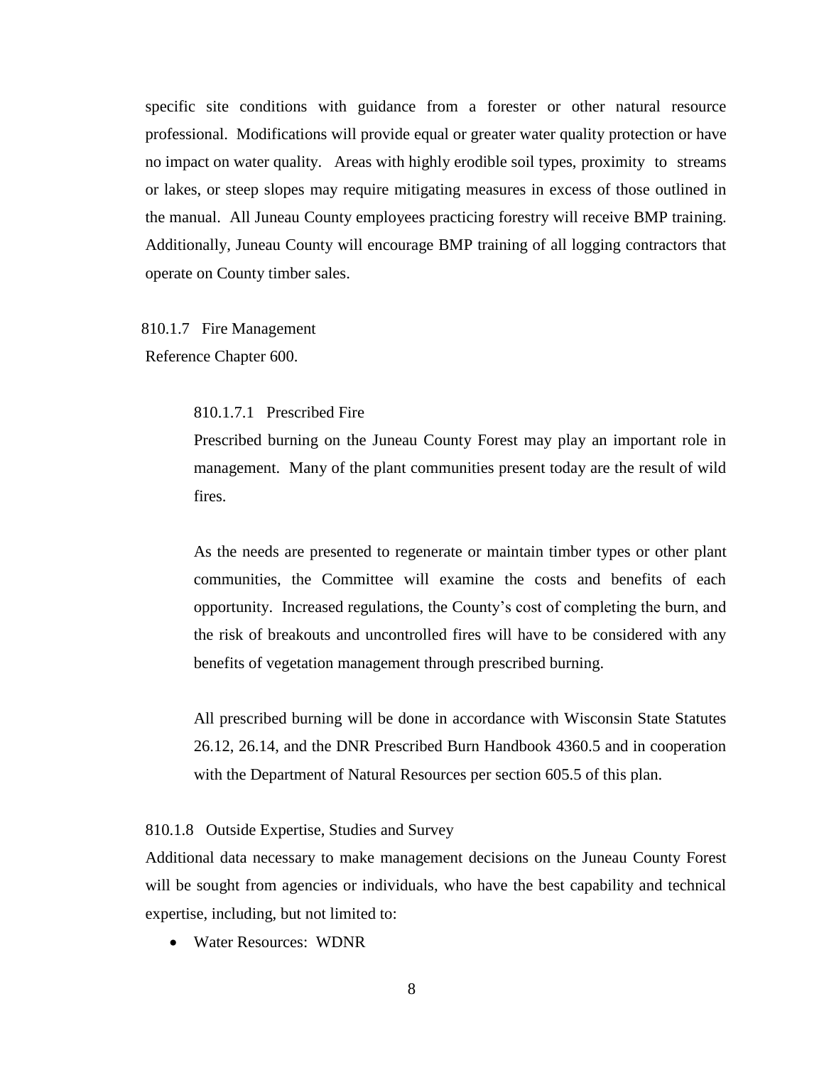specific site conditions with guidance from a forester or other natural resource professional. Modifications will provide equal or greater water quality protection or have no impact on water quality. Areas with highly erodible soil types, proximity to streams or lakes, or steep slopes may require mitigating measures in excess of those outlined in the manual. All Juneau County employees practicing forestry will receive BMP training. Additionally, Juneau County will encourage BMP training of all logging contractors that operate on County timber sales.

### 810.1.7 Fire Management

Reference Chapter 600.

#### 810.1.7.1 Prescribed Fire

Prescribed burning on the Juneau County Forest may play an important role in management. Many of the plant communities present today are the result of wild fires.

As the needs are presented to regenerate or maintain timber types or other plant communities, the Committee will examine the costs and benefits of each opportunity. Increased regulations, the County's cost of completing the burn, and the risk of breakouts and uncontrolled fires will have to be considered with any benefits of vegetation management through prescribed burning.

All prescribed burning will be done in accordance with Wisconsin State Statutes 26.12, 26.14, and the DNR Prescribed Burn Handbook 4360.5 and in cooperation with the Department of Natural Resources per section 605.5 of this plan.

### 810.1.8 Outside Expertise, Studies and Survey

Additional data necessary to make management decisions on the Juneau County Forest will be sought from agencies or individuals, who have the best capability and technical expertise, including, but not limited to:

- Water Resources: WDNR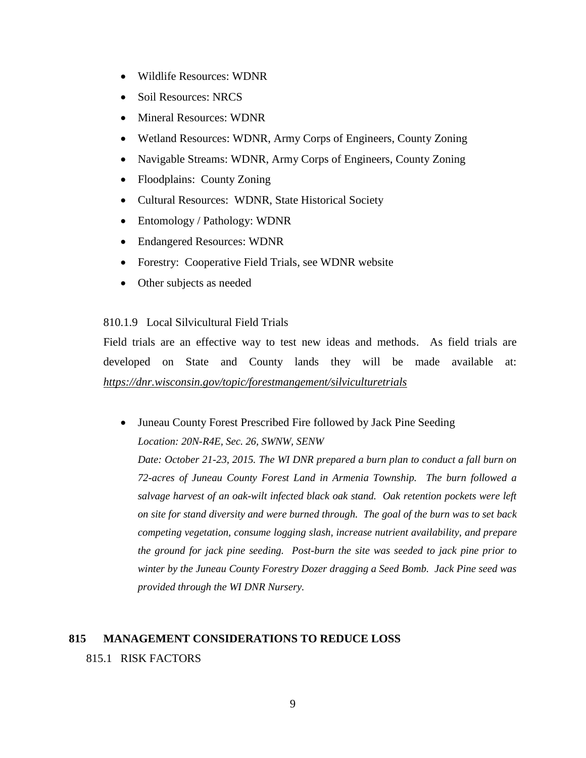- Wildlife Resources: WDNR
- Soil Resources: NRCS
- Mineral Resources: WDNR
- Wetland Resources: WDNR, Army Corps of Engineers, County Zoning
- Navigable Streams: WDNR, Army Corps of Engineers, County Zoning
- Floodplains: County Zoning
- Cultural Resources: WDNR, State Historical Society
- Entomology / Pathology: WDNR
- Endangered Resources: WDNR
- Forestry: Cooperative Field Trials, see WDNR website
- Other subjects as needed

810.1.9 Local Silvicultural Field Trials

Field trials are an effective way to test new ideas and methods. As field trials are developed on State and County lands they will be made available at: *https://dnr.wisconsin.gov/topic/forestmangement/silviculturetrials*

- Juneau County Forest Prescribed Fire followed by Jack Pine Seeding
  *Location: 20N-R4E, Sec. 26, SWNW, SENW*
  *Date: October 21-23, 2015. The WI DNR prepared a burn plan to conduct a fall burn on 72-acres of Juneau County Forest Land in Armenia Township. The burn followed a salvage harvest of an oak-wilt infected black oak stand. Oak retention pockets were left on site for stand diversity and were burned through. The goal of the burn was to set back competing vegetation, consume logging slash, increase nutrient availability, and prepare the ground for jack pine seeding. Post-burn the site was seeded to jack pine prior to winter by the Juneau County Forestry Dozer dragging a Seed Bomb. Jack Pine seed was provided through the WI DNR Nursery.*

## 815 MANAGEMENT CONSIDERATIONS TO REDUCE LOSS

815.1 RISK FACTORS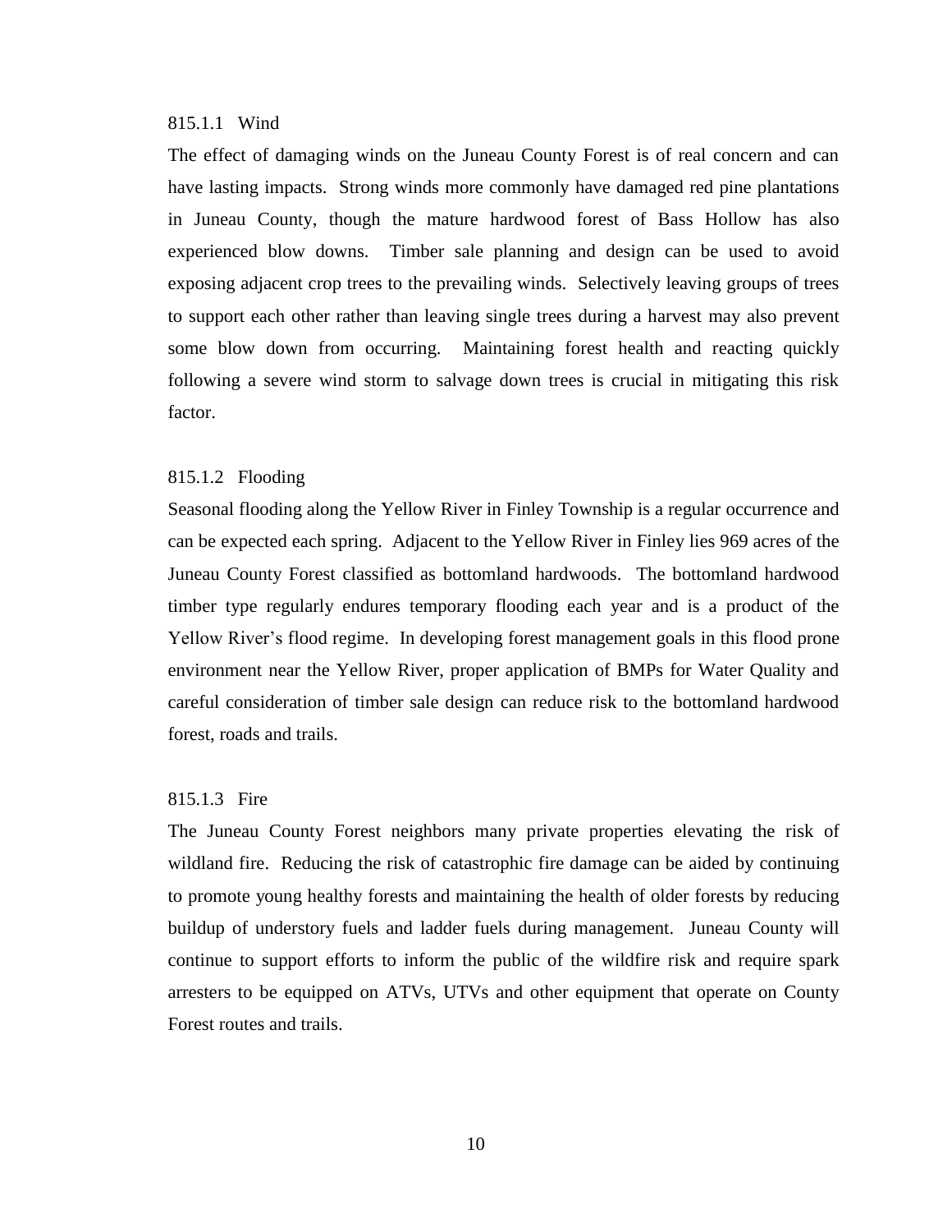### 815.1.1 Wind

The effect of damaging winds on the Juneau County Forest is of real concern and can have lasting impacts. Strong winds more commonly have damaged red pine plantations in Juneau County, though the mature hardwood forest of Bass Hollow has also experienced blow downs. Timber sale planning and design can be used to avoid exposing adjacent crop trees to the prevailing winds. Selectively leaving groups of trees to support each other rather than leaving single trees during a harvest may also prevent some blow down from occurring. Maintaining forest health and reacting quickly following a severe wind storm to salvage down trees is crucial in mitigating this risk factor.

### 815.1.2 Flooding

Seasonal flooding along the Yellow River in Finley Township is a regular occurrence and can be expected each spring. Adjacent to the Yellow River in Finley lies 969 acres of the Juneau County Forest classified as bottomland hardwoods. The bottomland hardwood timber type regularly endures temporary flooding each year and is a product of the Yellow River's flood regime. In developing forest management goals in this flood prone environment near the Yellow River, proper application of BMPs for Water Quality and careful consideration of timber sale design can reduce risk to the bottomland hardwood forest, roads and trails.

### 815.1.3 Fire

The Juneau County Forest neighbors many private properties elevating the risk of wildland fire. Reducing the risk of catastrophic fire damage can be aided by continuing to promote young healthy forests and maintaining the health of older forests by reducing buildup of understory fuels and ladder fuels during management. Juneau County will continue to support efforts to inform the public of the wildfire risk and require spark arresters to be equipped on ATVs, UTVs and other equipment that operate on County Forest routes and trails.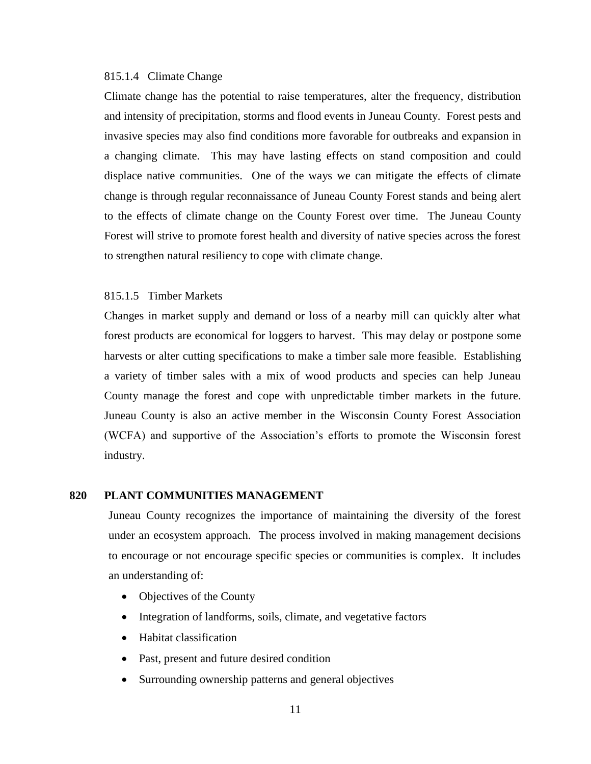#### 815.1.4 Climate Change

Climate change has the potential to raise temperatures, alter the frequency, distribution and intensity of precipitation, storms and flood events in Juneau County. Forest pests and invasive species may also find conditions more favorable for outbreaks and expansion in a changing climate. This may have lasting effects on stand composition and could displace native communities. One of the ways we can mitigate the effects of climate change is through regular reconnaissance of Juneau County Forest stands and being alert to the effects of climate change on the County Forest over time. The Juneau County Forest will strive to promote forest health and diversity of native species across the forest to strengthen natural resiliency to cope with climate change.

#### 815.1.5 Timber Markets

Changes in market supply and demand or loss of a nearby mill can quickly alter what forest products are economical for loggers to harvest. This may delay or postpone some harvests or alter cutting specifications to make a timber sale more feasible. Establishing a variety of timber sales with a mix of wood products and species can help Juneau County manage the forest and cope with unpredictable timber markets in the future. Juneau County is also an active member in the Wisconsin County Forest Association (WCFA) and supportive of the Association's efforts to promote the Wisconsin forest industry.

## 820 PLANT COMMUNITIES MANAGEMENT

Juneau County recognizes the importance of maintaining the diversity of the forest under an ecosystem approach. The process involved in making management decisions to encourage or not encourage specific species or communities is complex. It includes an understanding of:

- Objectives of the County
- Integration of landforms, soils, climate, and vegetative factors
- Habitat classification
- Past, present and future desired condition
- Surrounding ownership patterns and general objectives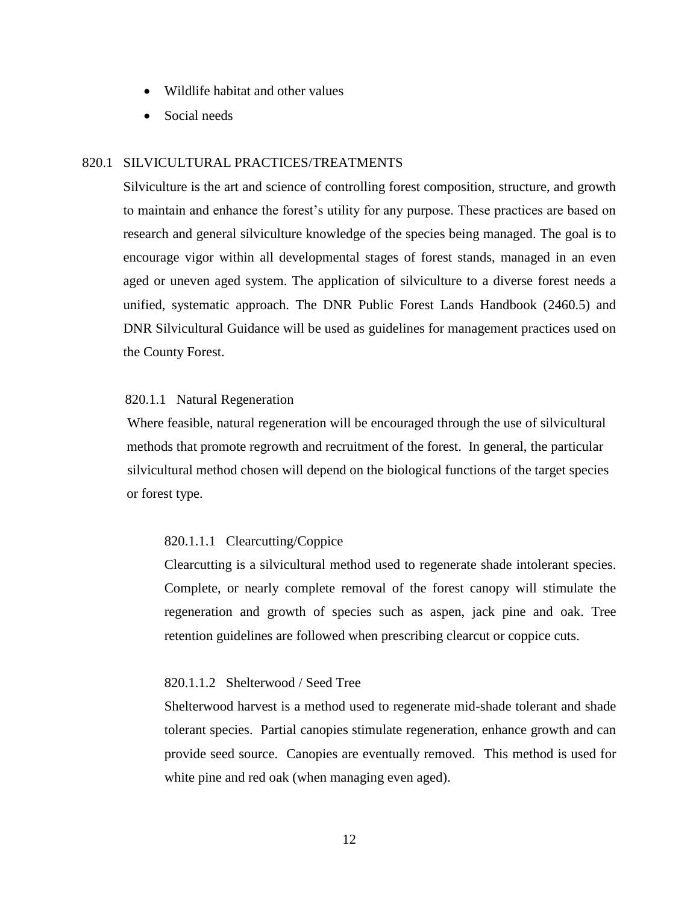- Wildlife habitat and other values
- Social needs

## 820.1 SILVICULTURAL PRACTICES/TREATMENTS

Silviculture is the art and science of controlling forest composition, structure, and growth to maintain and enhance the forest's utility for any purpose. These practices are based on research and general silviculture knowledge of the species being managed. The goal is to encourage vigor within all developmental stages of forest stands, managed in an even aged or uneven aged system. The application of silviculture to a diverse forest needs a unified, systematic approach. The DNR Public Forest Lands Handbook (2460.5) and DNR Silvicultural Guidance will be used as guidelines for management practices used on the County Forest.

### 820.1.1 Natural Regeneration

Where feasible, natural regeneration will be encouraged through the use of silvicultural methods that promote regrowth and recruitment of the forest. In general, the particular silvicultural method chosen will depend on the biological functions of the target species or forest type.

#### 820.1.1.1 Clearcutting/Coppice

Clearcutting is a silvicultural method used to regenerate shade intolerant species. Complete, or nearly complete removal of the forest canopy will stimulate the regeneration and growth of species such as aspen, jack pine and oak. Tree retention guidelines are followed when prescribing clearcut or coppice cuts.

#### 820.1.1.2 Shelterwood / Seed Tree

Shelterwood harvest is a method used to regenerate mid-shade tolerant and shade tolerant species. Partial canopies stimulate regeneration, enhance growth and can provide seed source. Canopies are eventually removed. This method is used for white pine and red oak (when managing even aged).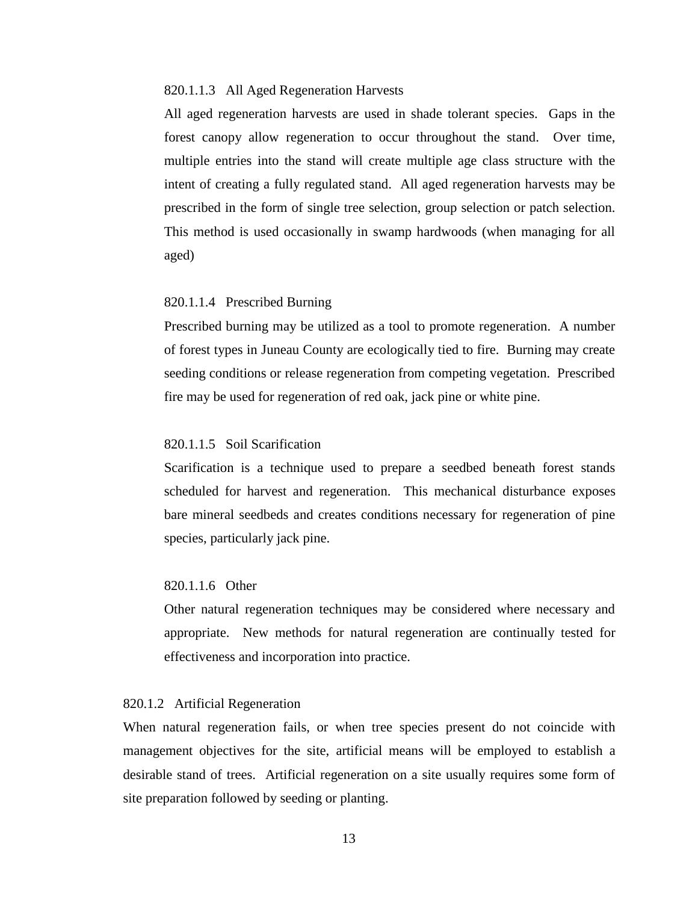#### 820.1.1.3 All Aged Regeneration Harvests

All aged regeneration harvests are used in shade tolerant species. Gaps in the forest canopy allow regeneration to occur throughout the stand. Over time, multiple entries into the stand will create multiple age class structure with the intent of creating a fully regulated stand. All aged regeneration harvests may be prescribed in the form of single tree selection, group selection or patch selection. This method is used occasionally in swamp hardwoods (when managing for all aged)

#### 820.1.1.4 Prescribed Burning

Prescribed burning may be utilized as a tool to promote regeneration. A number of forest types in Juneau County are ecologically tied to fire. Burning may create seeding conditions or release regeneration from competing vegetation. Prescribed fire may be used for regeneration of red oak, jack pine or white pine.

#### 820.1.1.5 Soil Scarification

Scarification is a technique used to prepare a seedbed beneath forest stands scheduled for harvest and regeneration. This mechanical disturbance exposes bare mineral seedbeds and creates conditions necessary for regeneration of pine species, particularly jack pine.

#### 820.1.1.6 Other

Other natural regeneration techniques may be considered where necessary and appropriate. New methods for natural regeneration are continually tested for effectiveness and incorporation into practice.

### 820.1.2 Artificial Regeneration

When natural regeneration fails, or when tree species present do not coincide with management objectives for the site, artificial means will be employed to establish a desirable stand of trees. Artificial regeneration on a site usually requires some form of site preparation followed by seeding or planting.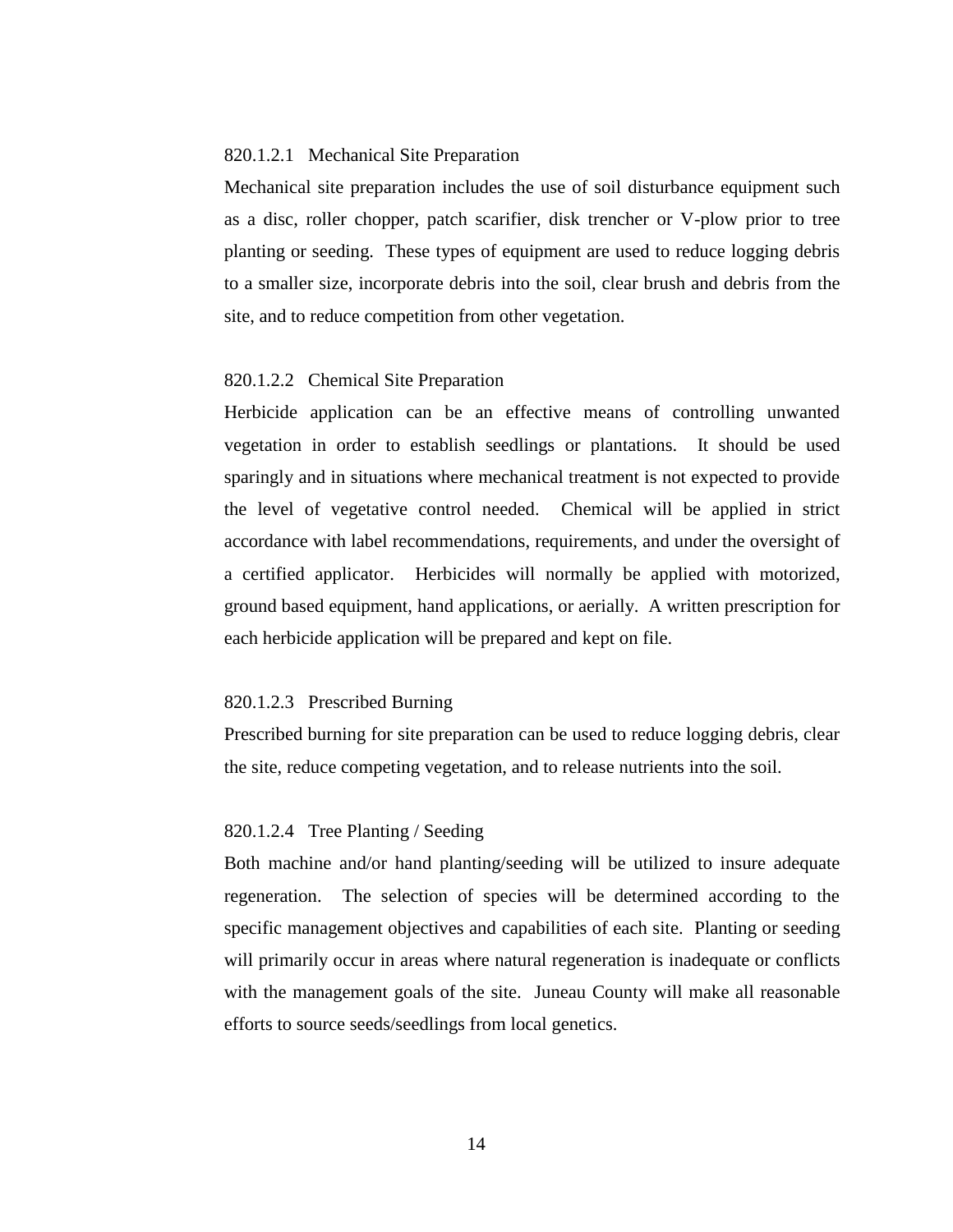#### 820.1.2.1 Mechanical Site Preparation

Mechanical site preparation includes the use of soil disturbance equipment such as a disc, roller chopper, patch scarifier, disk trencher or V-plow prior to tree planting or seeding. These types of equipment are used to reduce logging debris to a smaller size, incorporate debris into the soil, clear brush and debris from the site, and to reduce competition from other vegetation.

#### 820.1.2.2 Chemical Site Preparation

Herbicide application can be an effective means of controlling unwanted vegetation in order to establish seedlings or plantations. It should be used sparingly and in situations where mechanical treatment is not expected to provide the level of vegetative control needed. Chemical will be applied in strict accordance with label recommendations, requirements, and under the oversight of a certified applicator. Herbicides will normally be applied with motorized, ground based equipment, hand applications, or aerially. A written prescription for each herbicide application will be prepared and kept on file.

#### 820.1.2.3 Prescribed Burning

Prescribed burning for site preparation can be used to reduce logging debris, clear the site, reduce competing vegetation, and to release nutrients into the soil.

#### 820.1.2.4 Tree Planting / Seeding

Both machine and/or hand planting/seeding will be utilized to insure adequate regeneration. The selection of species will be determined according to the specific management objectives and capabilities of each site. Planting or seeding will primarily occur in areas where natural regeneration is inadequate or conflicts with the management goals of the site. Juneau County will make all reasonable efforts to source seeds/seedlings from local genetics.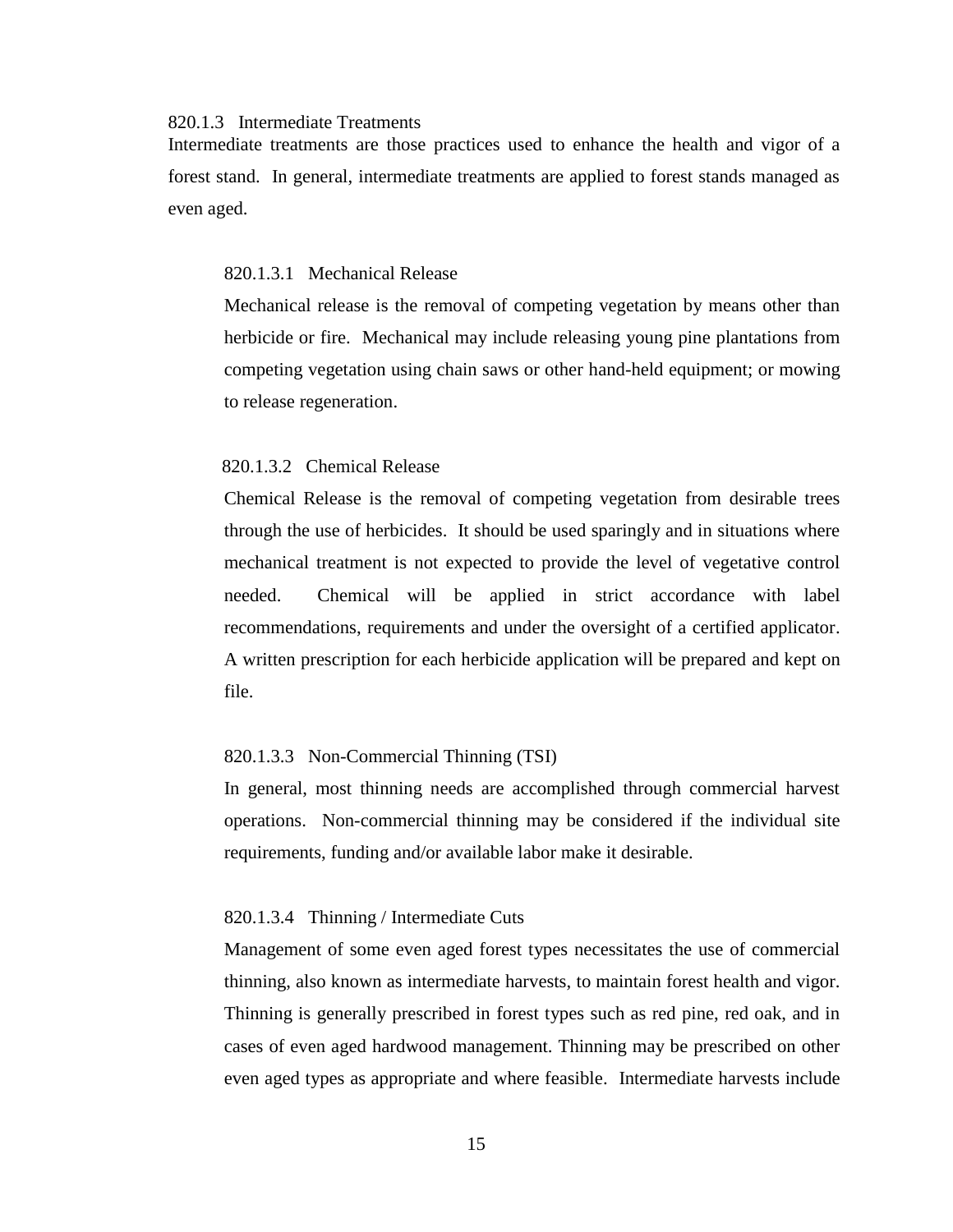### 820.1.3 Intermediate Treatments

Intermediate treatments are those practices used to enhance the health and vigor of a forest stand. In general, intermediate treatments are applied to forest stands managed as even aged.

#### 820.1.3.1 Mechanical Release

Mechanical release is the removal of competing vegetation by means other than herbicide or fire. Mechanical may include releasing young pine plantations from competing vegetation using chain saws or other hand-held equipment; or mowing to release regeneration.

#### 820.1.3.2 Chemical Release

Chemical Release is the removal of competing vegetation from desirable trees through the use of herbicides. It should be used sparingly and in situations where mechanical treatment is not expected to provide the level of vegetative control needed. Chemical will be applied in strict accordance with label recommendations, requirements and under the oversight of a certified applicator. A written prescription for each herbicide application will be prepared and kept on file.

#### 820.1.3.3 Non-Commercial Thinning (TSI)

In general, most thinning needs are accomplished through commercial harvest operations. Non-commercial thinning may be considered if the individual site requirements, funding and/or available labor make it desirable.

#### 820.1.3.4 Thinning / Intermediate Cuts

Management of some even aged forest types necessitates the use of commercial thinning, also known as intermediate harvests, to maintain forest health and vigor. Thinning is generally prescribed in forest types such as red pine, red oak, and in cases of even aged hardwood management. Thinning may be prescribed on other even aged types as appropriate and where feasible. Intermediate harvests include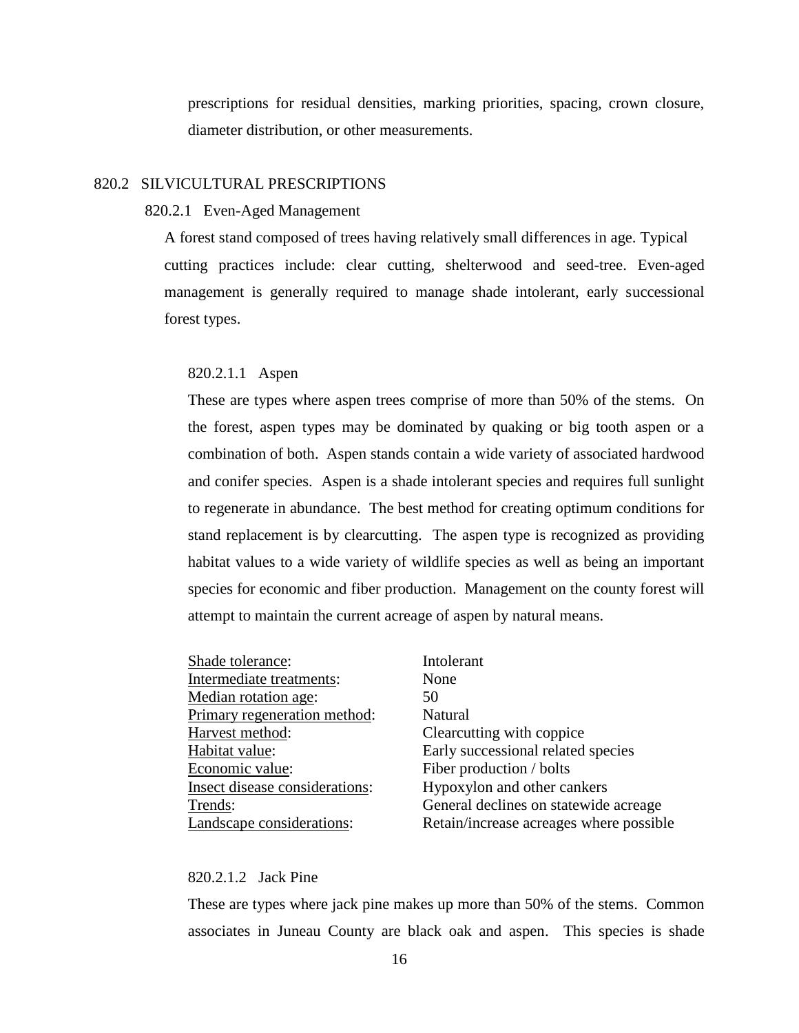prescriptions for residual densities, marking priorities, spacing, crown closure, diameter distribution, or other measurements.

## 820.2 SILVICULTURAL PRESCRIPTIONS

### 820.2.1 Even-Aged Management

A forest stand composed of trees having relatively small differences in age. Typical cutting practices include: clear cutting, shelterwood and seed-tree. Even-aged management is generally required to manage shade intolerant, early successional forest types.

#### 820.2.1.1 Aspen

These are types where aspen trees comprise of more than 50% of the stems. On the forest, aspen types may be dominated by quaking or big tooth aspen or a combination of both. Aspen stands contain a wide variety of associated hardwood and conifer species. Aspen is a shade intolerant species and requires full sunlight to regenerate in abundance. The best method for creating optimum conditions for stand replacement is by clearcutting. The aspen type is recognized as providing habitat values to a wide variety of wildlife species as well as being an important species for economic and fiber production. Management on the county forest will attempt to maintain the current acreage of aspen by natural means.

| | |
|---|---|
| Shade tolerance: | Intolerant |
| Intermediate treatments: | None |
| Median rotation age: | 50 |
| Primary regeneration method: | Natural |
| Harvest method: | Clearcutting with coppice |
| Habitat value: | Early successional related species |
| Economic value: | Fiber production / bolts |
| Insect disease considerations: | Hypoxylon and other cankers |
| Trends: | General declines on statewide acreage |
| Landscape considerations: | Retain/increase acreages where possible |

#### 820.2.1.2 Jack Pine

These are types where jack pine makes up more than 50% of the stems. Common associates in Juneau County are black oak and aspen. This species is shade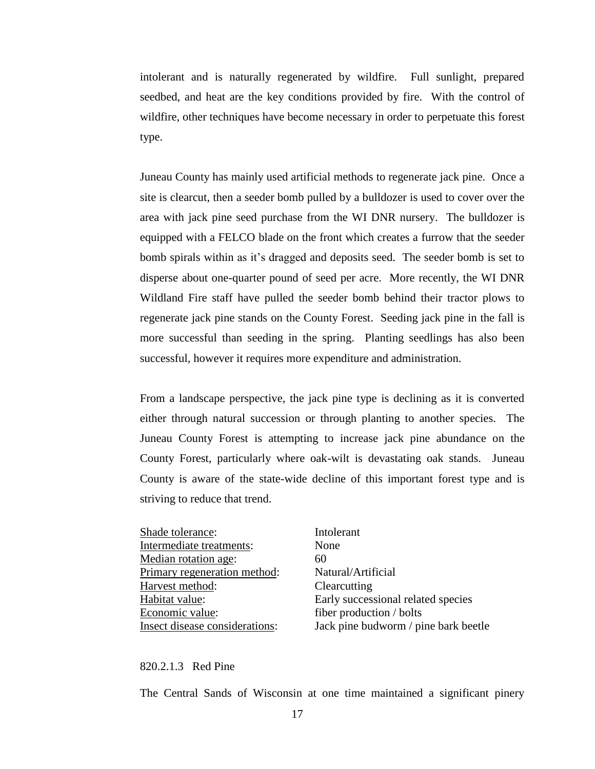intolerant and is naturally regenerated by wildfire. Full sunlight, prepared seedbed, and heat are the key conditions provided by fire. With the control of wildfire, other techniques have become necessary in order to perpetuate this forest type.

Juneau County has mainly used artificial methods to regenerate jack pine. Once a site is clearcut, then a seeder bomb pulled by a bulldozer is used to cover over the area with jack pine seed purchase from the WI DNR nursery. The bulldozer is equipped with a FELCO blade on the front which creates a furrow that the seeder bomb spirals within as it's dragged and deposits seed. The seeder bomb is set to disperse about one-quarter pound of seed per acre. More recently, the WI DNR Wildland Fire staff have pulled the seeder bomb behind their tractor plows to regenerate jack pine stands on the County Forest. Seeding jack pine in the fall is more successful than seeding in the spring. Planting seedlings has also been successful, however it requires more expenditure and administration.

From a landscape perspective, the jack pine type is declining as it is converted either through natural succession or through planting to another species. The Juneau County Forest is attempting to increase jack pine abundance on the County Forest, particularly where oak-wilt is devastating oak stands. Juneau County is aware of the state-wide decline of this important forest type and is striving to reduce that trend.

| | |
|---|---|
| Shade tolerance: | Intolerant |
| Intermediate treatments: | None |
| Median rotation age: | 60 |
| Primary regeneration method: | Natural/Artificial |
| Harvest method: | Clearcutting |
| Habitat value: | Early successional related species |
| Economic value: | fiber production / bolts |
| Insect disease considerations: | Jack pine budworm / pine bark beetle |

820.2.1.3 Red Pine

The Central Sands of Wisconsin at one time maintained a significant pinery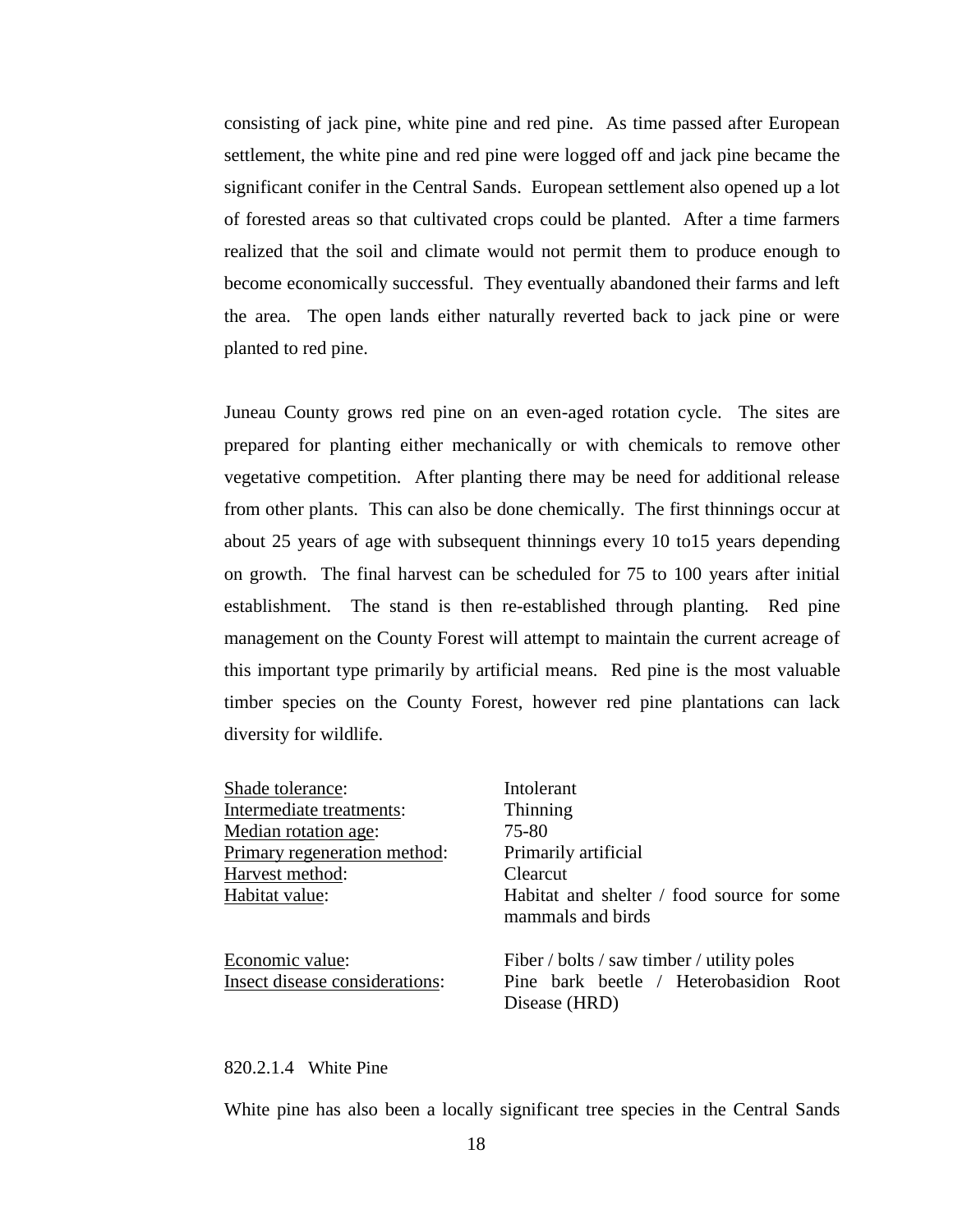consisting of jack pine, white pine and red pine. As time passed after European settlement, the white pine and red pine were logged off and jack pine became the significant conifer in the Central Sands. European settlement also opened up a lot of forested areas so that cultivated crops could be planted. After a time farmers realized that the soil and climate would not permit them to produce enough to become economically successful. They eventually abandoned their farms and left the area. The open lands either naturally reverted back to jack pine or were planted to red pine.

Juneau County grows red pine on an even-aged rotation cycle. The sites are prepared for planting either mechanically or with chemicals to remove other vegetative competition. After planting there may be need for additional release from other plants. This can also be done chemically. The first thinnings occur at about 25 years of age with subsequent thinnings every 10 to15 years depending on growth. The final harvest can be scheduled for 75 to 100 years after initial establishment. The stand is then re-established through planting. Red pine management on the County Forest will attempt to maintain the current acreage of this important type primarily by artificial means. Red pine is the most valuable timber species on the County Forest, however red pine plantations can lack diversity for wildlife.

| | |
|---|---|
| Shade tolerance: | Intolerant |
| Intermediate treatments: | Thinning |
| Median rotation age: | 75-80 |
| Primary regeneration method: | Primarily artificial |
| Harvest method: | Clearcut |
| Habitat value: | Habitat and shelter / food source for some mammals and birds |
| Economic value: | Fiber / bolts / saw timber / utility poles |
| Insect disease considerations: | Pine bark beetle / Heterobasidion Root Disease (HRD) |

#### 820.2.1.4 White Pine

White pine has also been a locally significant tree species in the Central Sands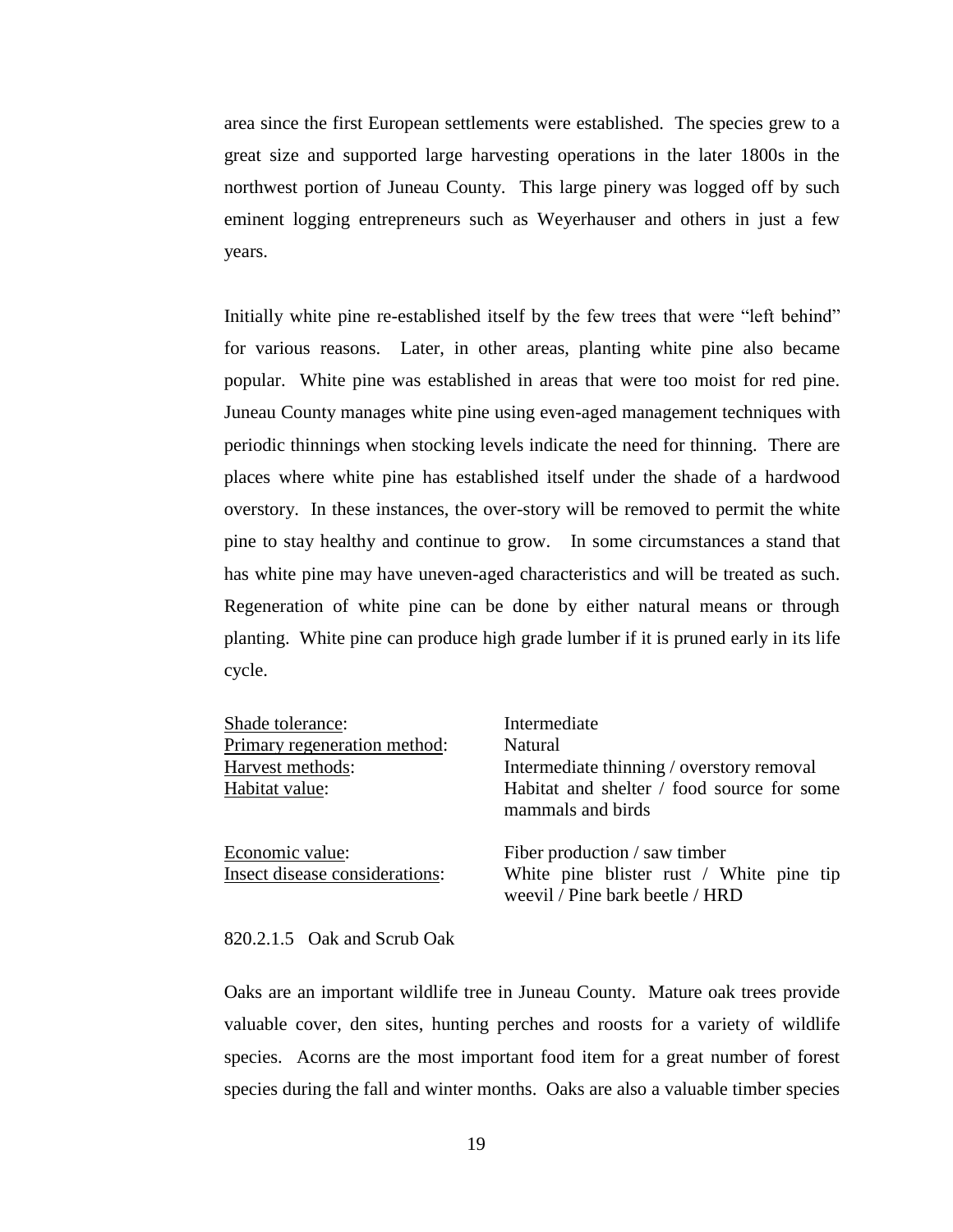area since the first European settlements were established. The species grew to a great size and supported large harvesting operations in the later 1800s in the northwest portion of Juneau County. This large pinery was logged off by such eminent logging entrepreneurs such as Weyerhauser and others in just a few years.

Initially white pine re-established itself by the few trees that were "left behind" for various reasons. Later, in other areas, planting white pine also became popular. White pine was established in areas that were too moist for red pine. Juneau County manages white pine using even-aged management techniques with periodic thinnings when stocking levels indicate the need for thinning. There are places where white pine has established itself under the shade of a hardwood overstory. In these instances, the over-story will be removed to permit the white pine to stay healthy and continue to grow. In some circumstances a stand that has white pine may have uneven-aged characteristics and will be treated as such. Regeneration of white pine can be done by either natural means or through planting. White pine can produce high grade lumber if it is pruned early in its life cycle.

| | |
|---|---|
| Shade tolerance: | Intermediate |
| Primary regeneration method: | Natural |
| Harvest methods: | Intermediate thinning / overstory removal |
| Habitat value: | Habitat and shelter / food source for some mammals and birds |
| Economic value: | Fiber production / saw timber |
| Insect disease considerations: | White pine blister rust / White pine tip weevil / Pine bark beetle / HRD |

820.2.1.5 Oak and Scrub Oak

Oaks are an important wildlife tree in Juneau County. Mature oak trees provide valuable cover, den sites, hunting perches and roosts for a variety of wildlife species. Acorns are the most important food item for a great number of forest species during the fall and winter months. Oaks are also a valuable timber species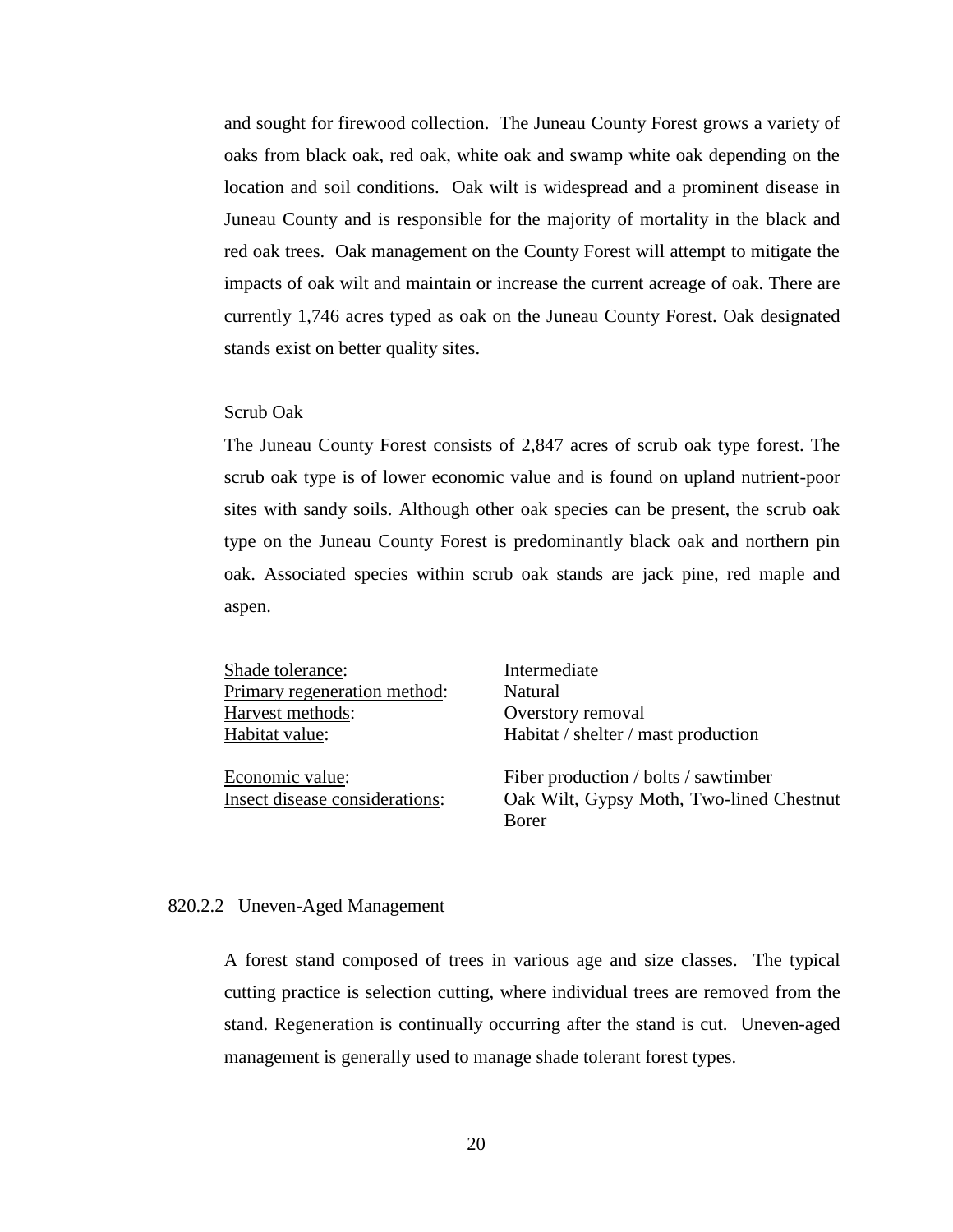and sought for firewood collection. The Juneau County Forest grows a variety of oaks from black oak, red oak, white oak and swamp white oak depending on the location and soil conditions. Oak wilt is widespread and a prominent disease in Juneau County and is responsible for the majority of mortality in the black and red oak trees. Oak management on the County Forest will attempt to mitigate the impacts of oak wilt and maintain or increase the current acreage of oak. There are currently 1,746 acres typed as oak on the Juneau County Forest. Oak designated stands exist on better quality sites.

Scrub Oak

The Juneau County Forest consists of 2,847 acres of scrub oak type forest. The scrub oak type is of lower economic value and is found on upland nutrient-poor sites with sandy soils. Although other oak species can be present, the scrub oak type on the Juneau County Forest is predominantly black oak and northern pin oak. Associated species within scrub oak stands are jack pine, red maple and aspen.

| | |
|---|---|
| Shade tolerance: | Intermediate |
| Primary regeneration method: | Natural |
| Harvest methods: | Overstory removal |
| Habitat value: | Habitat / shelter / mast production |
| Economic value: | Fiber production / bolts / sawtimber |
| Insect disease considerations: | Oak Wilt, Gypsy Moth, Two-lined Chestnut Borer |

### 820.2.2 Uneven-Aged Management

A forest stand composed of trees in various age and size classes. The typical cutting practice is selection cutting, where individual trees are removed from the stand. Regeneration is continually occurring after the stand is cut. Uneven-aged management is generally used to manage shade tolerant forest types.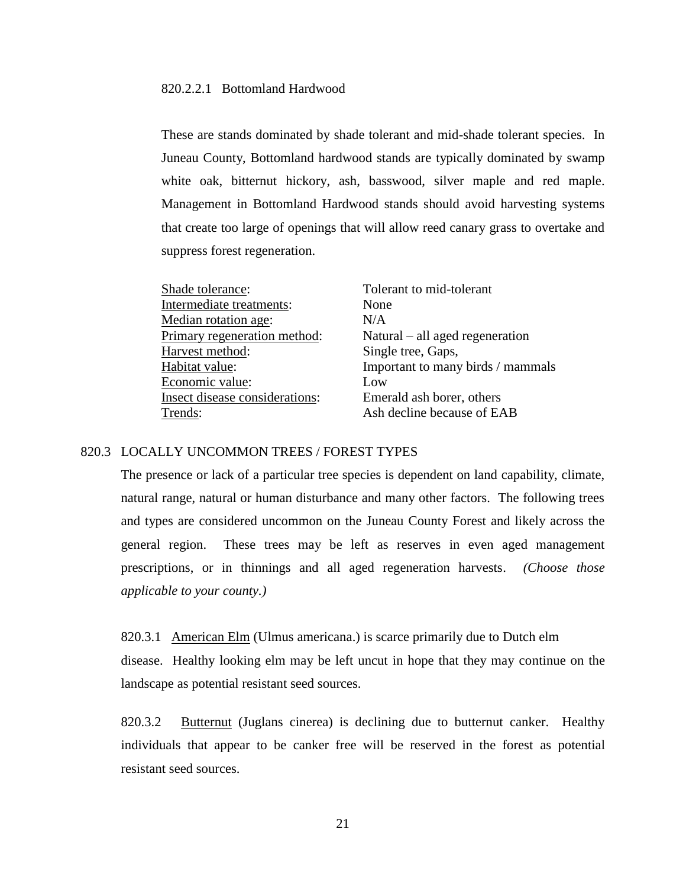#### 820.2.2.1 Bottomland Hardwood

These are stands dominated by shade tolerant and mid-shade tolerant species. In Juneau County, Bottomland hardwood stands are typically dominated by swamp white oak, bitternut hickory, ash, basswood, silver maple and red maple. Management in Bottomland Hardwood stands should avoid harvesting systems that create too large of openings that will allow reed canary grass to overtake and suppress forest regeneration.

| | |
|---|---|
| Shade tolerance: | Tolerant to mid-tolerant |
| Intermediate treatments: | None |
| Median rotation age: | N/A |
| Primary regeneration method: | Natural – all aged regeneration |
| Harvest method: | Single tree, Gaps, |
| Habitat value: | Important to many birds / mammals |
| Economic value: | Low |
| Insect disease considerations: | Emerald ash borer, others |
| Trends: | Ash decline because of EAB |

## 820.3 LOCALLY UNCOMMON TREES / FOREST TYPES

The presence or lack of a particular tree species is dependent on land capability, climate, natural range, natural or human disturbance and many other factors. The following trees and types are considered uncommon on the Juneau County Forest and likely across the general region. These trees may be left as reserves in even aged management prescriptions, or in thinnings and all aged regeneration harvests. *(Choose those applicable to your county.)*

820.3.1 American Elm (Ulmus americana.) is scarce primarily due to Dutch elm disease. Healthy looking elm may be left uncut in hope that they may continue on the landscape as potential resistant seed sources.

820.3.2 Butternut (Juglans cinerea) is declining due to butternut canker. Healthy individuals that appear to be canker free will be reserved in the forest as potential resistant seed sources.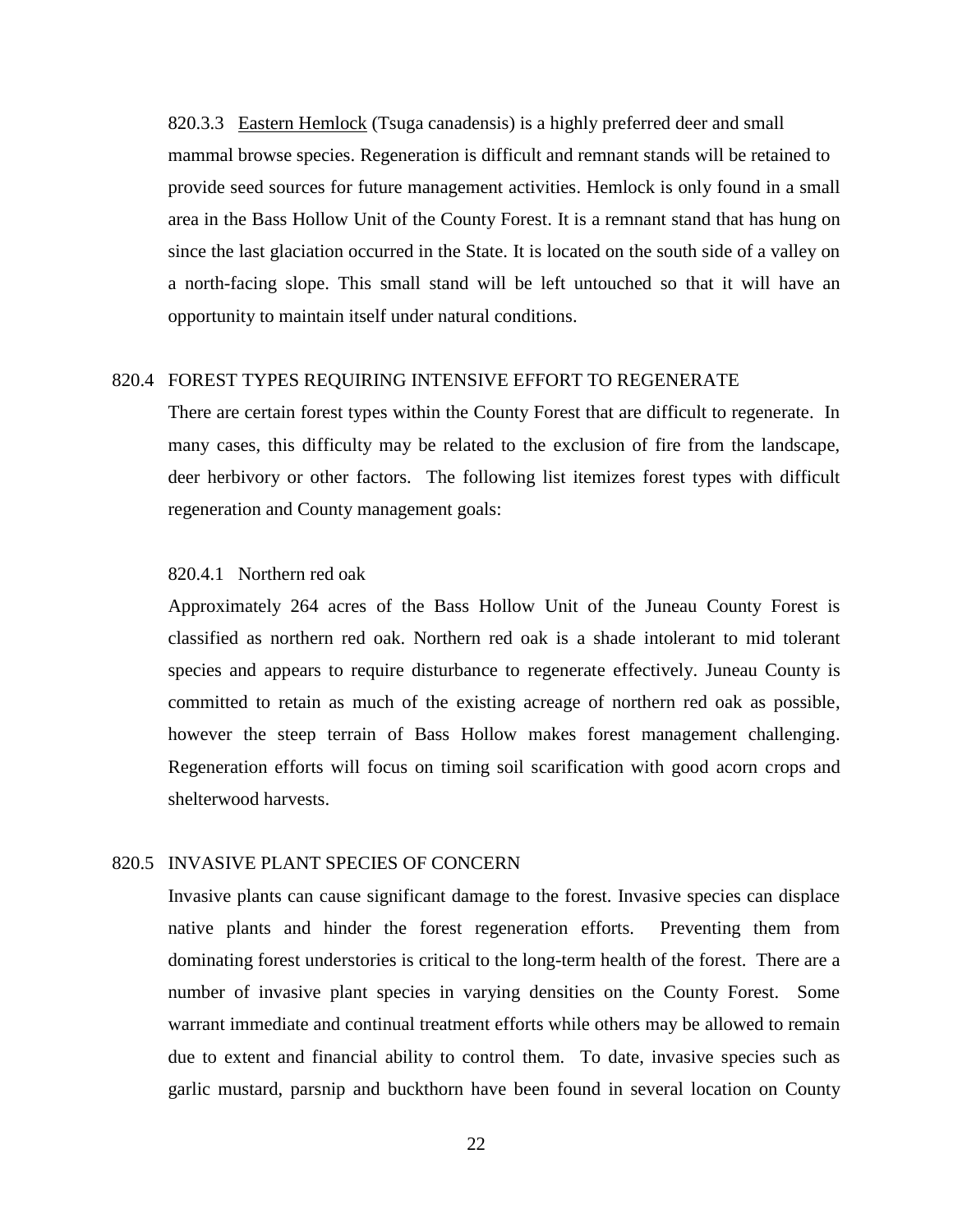820.3.3 Eastern Hemlock (Tsuga canadensis) is a highly preferred deer and small mammal browse species. Regeneration is difficult and remnant stands will be retained to provide seed sources for future management activities. Hemlock is only found in a small area in the Bass Hollow Unit of the County Forest. It is a remnant stand that has hung on since the last glaciation occurred in the State. It is located on the south side of a valley on a north-facing slope. This small stand will be left untouched so that it will have an opportunity to maintain itself under natural conditions.

## 820.4 FOREST TYPES REQUIRING INTENSIVE EFFORT TO REGENERATE

There are certain forest types within the County Forest that are difficult to regenerate. In many cases, this difficulty may be related to the exclusion of fire from the landscape, deer herbivory or other factors. The following list itemizes forest types with difficult regeneration and County management goals:

### 820.4.1 Northern red oak

Approximately 264 acres of the Bass Hollow Unit of the Juneau County Forest is classified as northern red oak. Northern red oak is a shade intolerant to mid tolerant species and appears to require disturbance to regenerate effectively. Juneau County is committed to retain as much of the existing acreage of northern red oak as possible, however the steep terrain of Bass Hollow makes forest management challenging. Regeneration efforts will focus on timing soil scarification with good acorn crops and shelterwood harvests.

## 820.5 INVASIVE PLANT SPECIES OF CONCERN

Invasive plants can cause significant damage to the forest. Invasive species can displace native plants and hinder the forest regeneration efforts. Preventing them from dominating forest understories is critical to the long-term health of the forest. There are a number of invasive plant species in varying densities on the County Forest. Some warrant immediate and continual treatment efforts while others may be allowed to remain due to extent and financial ability to control them. To date, invasive species such as garlic mustard, parsnip and buckthorn have been found in several location on County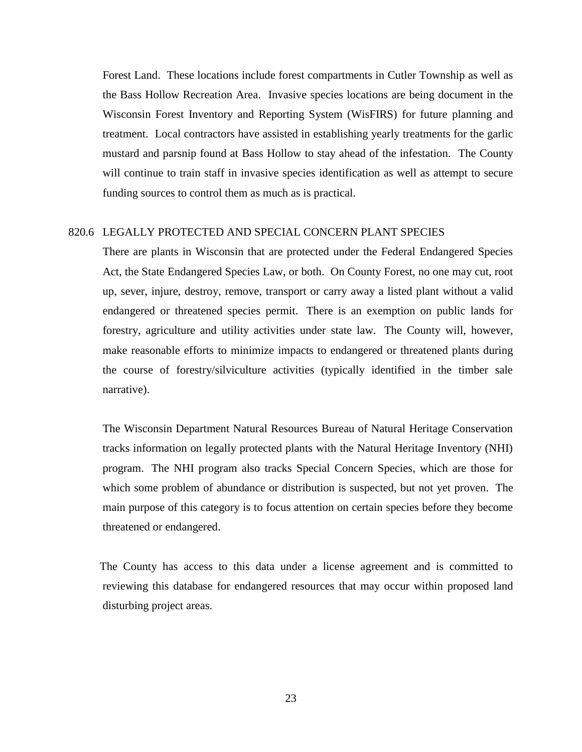Forest Land. These locations include forest compartments in Cutler Township as well as the Bass Hollow Recreation Area. Invasive species locations are being document in the Wisconsin Forest Inventory and Reporting System (WisFIRS) for future planning and treatment. Local contractors have assisted in establishing yearly treatments for the garlic mustard and parsnip found at Bass Hollow to stay ahead of the infestation. The County will continue to train staff in invasive species identification as well as attempt to secure funding sources to control them as much as is practical.

## 820.6 LEGALLY PROTECTED AND SPECIAL CONCERN PLANT SPECIES

There are plants in Wisconsin that are protected under the Federal Endangered Species Act, the State Endangered Species Law, or both. On County Forest, no one may cut, root up, sever, injure, destroy, remove, transport or carry away a listed plant without a valid endangered or threatened species permit. There is an exemption on public lands for forestry, agriculture and utility activities under state law. The County will, however, make reasonable efforts to minimize impacts to endangered or threatened plants during the course of forestry/silviculture activities (typically identified in the timber sale narrative).

The Wisconsin Department Natural Resources Bureau of Natural Heritage Conservation tracks information on legally protected plants with the Natural Heritage Inventory (NHI) program. The NHI program also tracks Special Concern Species, which are those for which some problem of abundance or distribution is suspected, but not yet proven. The main purpose of this category is to focus attention on certain species before they become threatened or endangered.

The County has access to this data under a license agreement and is committed to reviewing this database for endangered resources that may occur within proposed land disturbing project areas.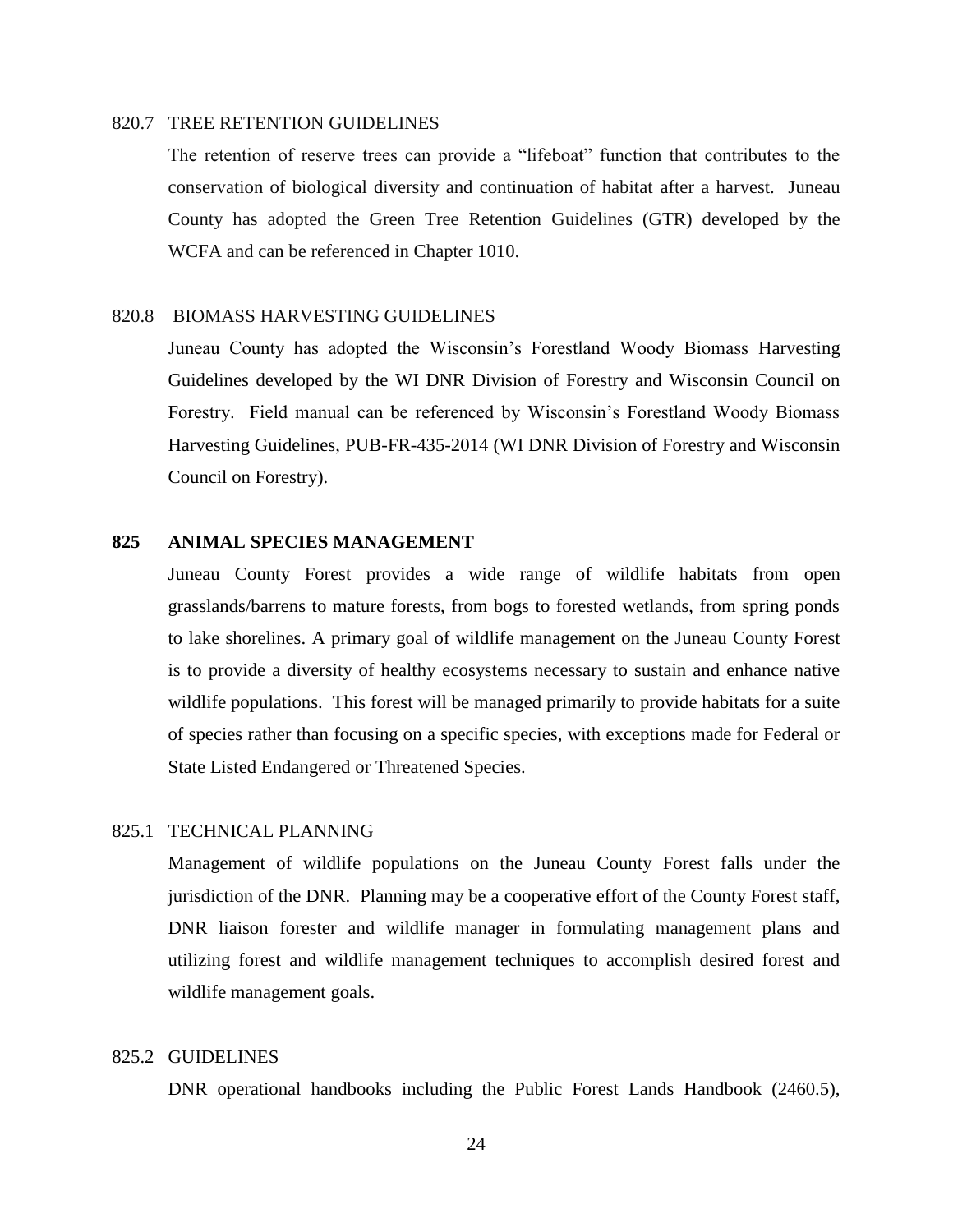### 820.7 TREE RETENTION GUIDELINES

The retention of reserve trees can provide a "lifeboat" function that contributes to the conservation of biological diversity and continuation of habitat after a harvest. Juneau County has adopted the Green Tree Retention Guidelines (GTR) developed by the WCFA and can be referenced in Chapter 1010.

### 820.8 BIOMASS HARVESTING GUIDELINES

Juneau County has adopted the Wisconsin's Forestland Woody Biomass Harvesting Guidelines developed by the WI DNR Division of Forestry and Wisconsin Council on Forestry. Field manual can be referenced by Wisconsin's Forestland Woody Biomass Harvesting Guidelines, PUB-FR-435-2014 (WI DNR Division of Forestry and Wisconsin Council on Forestry).

## 825 ANIMAL SPECIES MANAGEMENT

Juneau County Forest provides a wide range of wildlife habitats from open grasslands/barrens to mature forests, from bogs to forested wetlands, from spring ponds to lake shorelines. A primary goal of wildlife management on the Juneau County Forest is to provide a diversity of healthy ecosystems necessary to sustain and enhance native wildlife populations. This forest will be managed primarily to provide habitats for a suite of species rather than focusing on a specific species, with exceptions made for Federal or State Listed Endangered or Threatened Species.

### 825.1 TECHNICAL PLANNING

Management of wildlife populations on the Juneau County Forest falls under the jurisdiction of the DNR. Planning may be a cooperative effort of the County Forest staff, DNR liaison forester and wildlife manager in formulating management plans and utilizing forest and wildlife management techniques to accomplish desired forest and wildlife management goals.

### 825.2 GUIDELINES

DNR operational handbooks including the Public Forest Lands Handbook (2460.5),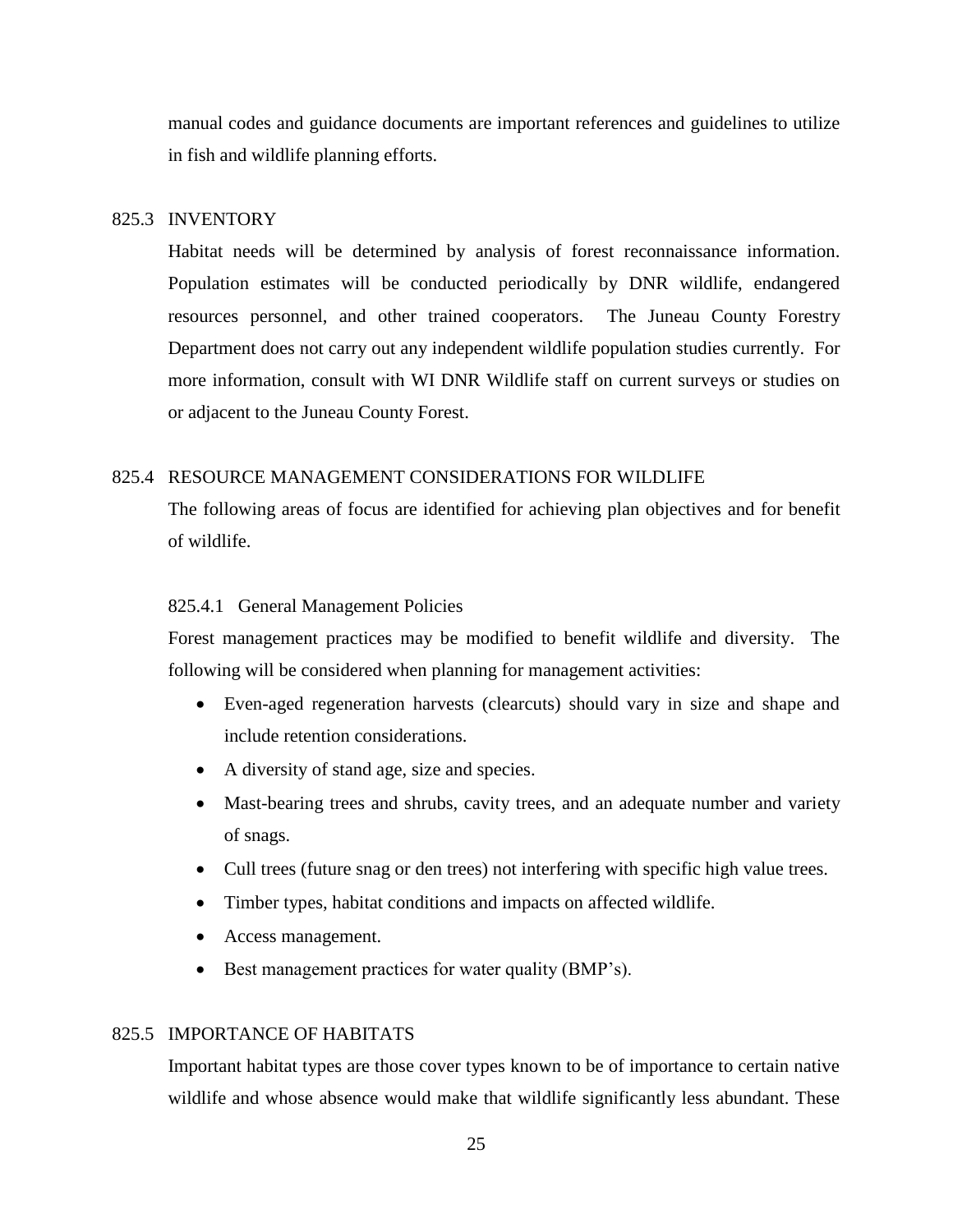manual codes and guidance documents are important references and guidelines to utilize in fish and wildlife planning efforts.

## 825.3 INVENTORY

Habitat needs will be determined by analysis of forest reconnaissance information. Population estimates will be conducted periodically by DNR wildlife, endangered resources personnel, and other trained cooperators. The Juneau County Forestry Department does not carry out any independent wildlife population studies currently. For more information, consult with WI DNR Wildlife staff on current surveys or studies on or adjacent to the Juneau County Forest.

## 825.4 RESOURCE MANAGEMENT CONSIDERATIONS FOR WILDLIFE

The following areas of focus are identified for achieving plan objectives and for benefit of wildlife.

### 825.4.1 General Management Policies

Forest management practices may be modified to benefit wildlife and diversity. The following will be considered when planning for management activities:

- Even-aged regeneration harvests (clearcuts) should vary in size and shape and include retention considerations.
- A diversity of stand age, size and species.
- Mast-bearing trees and shrubs, cavity trees, and an adequate number and variety of snags.
- Cull trees (future snag or den trees) not interfering with specific high value trees.
- Timber types, habitat conditions and impacts on affected wildlife.
- Access management.
- Best management practices for water quality (BMP's).

## 825.5 IMPORTANCE OF HABITATS

Important habitat types are those cover types known to be of importance to certain native wildlife and whose absence would make that wildlife significantly less abundant. These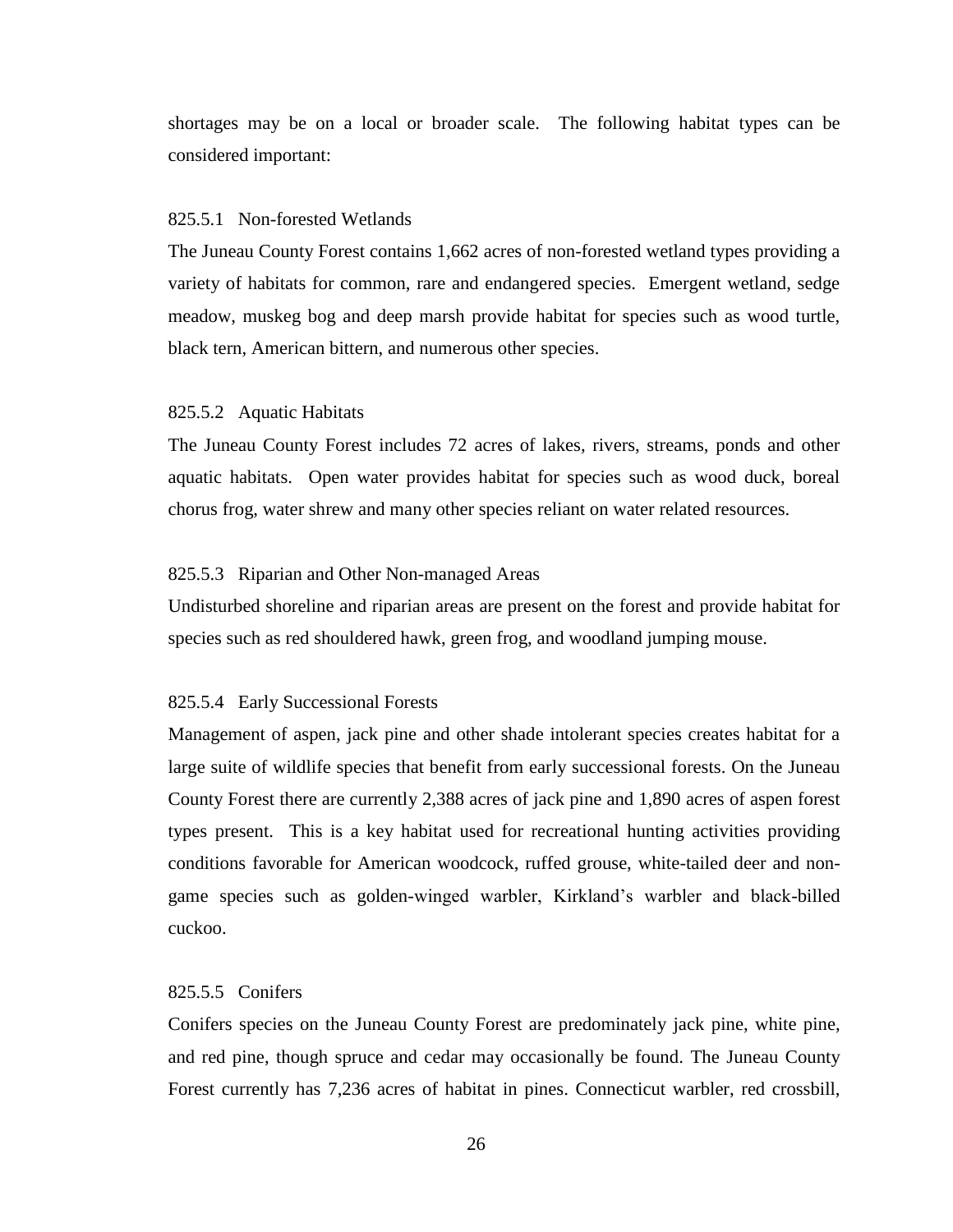shortages may be on a local or broader scale. The following habitat types can be considered important:

#### 825.5.1 Non-forested Wetlands

The Juneau County Forest contains 1,662 acres of non-forested wetland types providing a variety of habitats for common, rare and endangered species. Emergent wetland, sedge meadow, muskeg bog and deep marsh provide habitat for species such as wood turtle, black tern, American bittern, and numerous other species.

#### 825.5.2 Aquatic Habitats

The Juneau County Forest includes 72 acres of lakes, rivers, streams, ponds and other aquatic habitats. Open water provides habitat for species such as wood duck, boreal chorus frog, water shrew and many other species reliant on water related resources.

#### 825.5.3 Riparian and Other Non-managed Areas

Undisturbed shoreline and riparian areas are present on the forest and provide habitat for species such as red shouldered hawk, green frog, and woodland jumping mouse.

#### 825.5.4 Early Successional Forests

Management of aspen, jack pine and other shade intolerant species creates habitat for a large suite of wildlife species that benefit from early successional forests. On the Juneau County Forest there are currently 2,388 acres of jack pine and 1,890 acres of aspen forest types present. This is a key habitat used for recreational hunting activities providing conditions favorable for American woodcock, ruffed grouse, white-tailed deer and non-game species such as golden-winged warbler, Kirkland's warbler and black-billed cuckoo.

#### 825.5.5 Conifers

Conifers species on the Juneau County Forest are predominately jack pine, white pine, and red pine, though spruce and cedar may occasionally be found. The Juneau County Forest currently has 7,236 acres of habitat in pines. Connecticut warbler, red crossbill,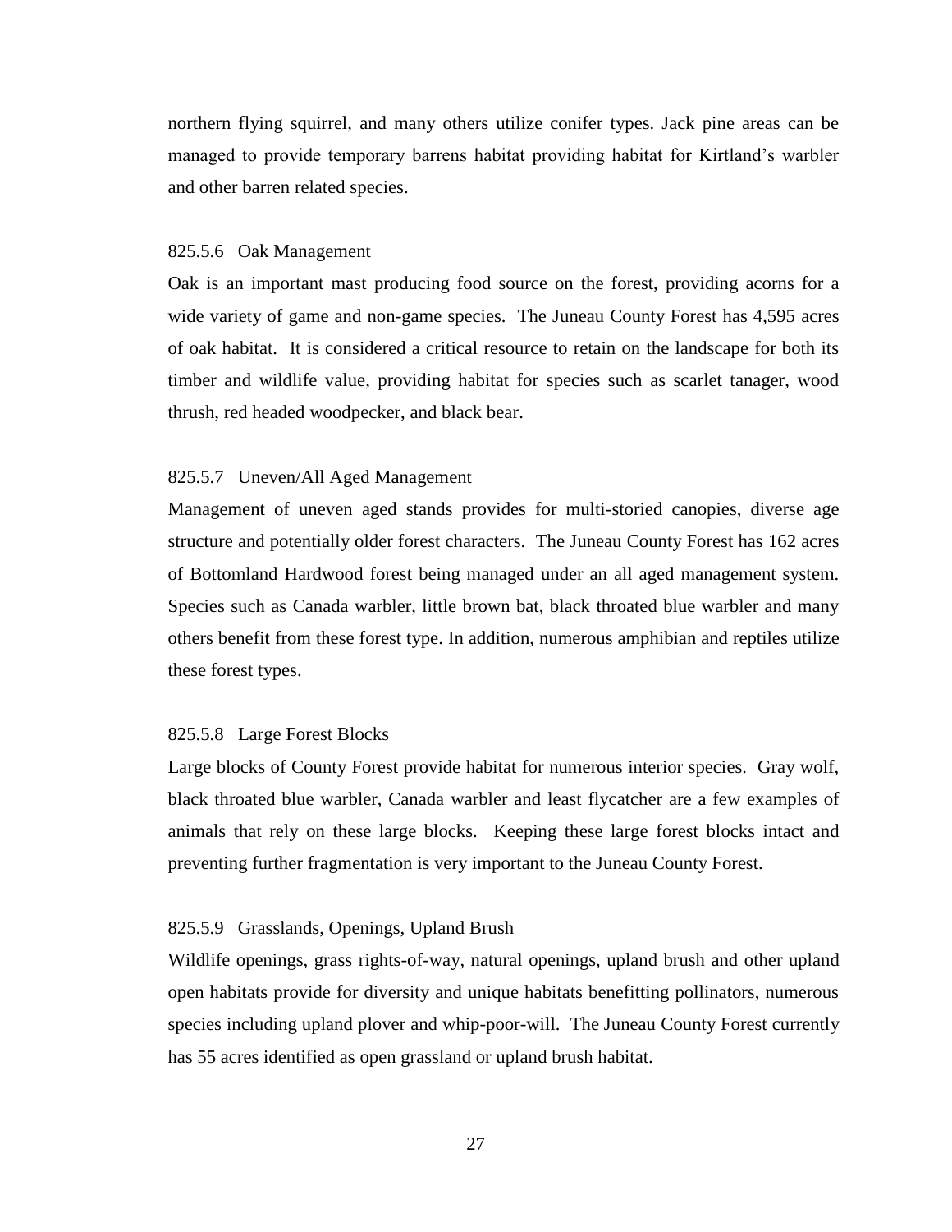northern flying squirrel, and many others utilize conifer types. Jack pine areas can be managed to provide temporary barrens habitat providing habitat for Kirtland's warbler and other barren related species.

#### 825.5.6 Oak Management

Oak is an important mast producing food source on the forest, providing acorns for a wide variety of game and non-game species. The Juneau County Forest has 4,595 acres of oak habitat. It is considered a critical resource to retain on the landscape for both its timber and wildlife value, providing habitat for species such as scarlet tanager, wood thrush, red headed woodpecker, and black bear.

#### 825.5.7 Uneven/All Aged Management

Management of uneven aged stands provides for multi-storied canopies, diverse age structure and potentially older forest characters. The Juneau County Forest has 162 acres of Bottomland Hardwood forest being managed under an all aged management system. Species such as Canada warbler, little brown bat, black throated blue warbler and many others benefit from these forest type. In addition, numerous amphibian and reptiles utilize these forest types.

#### 825.5.8 Large Forest Blocks

Large blocks of County Forest provide habitat for numerous interior species. Gray wolf, black throated blue warbler, Canada warbler and least flycatcher are a few examples of animals that rely on these large blocks. Keeping these large forest blocks intact and preventing further fragmentation is very important to the Juneau County Forest.

#### 825.5.9 Grasslands, Openings, Upland Brush

Wildlife openings, grass rights-of-way, natural openings, upland brush and other upland open habitats provide for diversity and unique habitats benefitting pollinators, numerous species including upland plover and whip-poor-will. The Juneau County Forest currently has 55 acres identified as open grassland or upland brush habitat.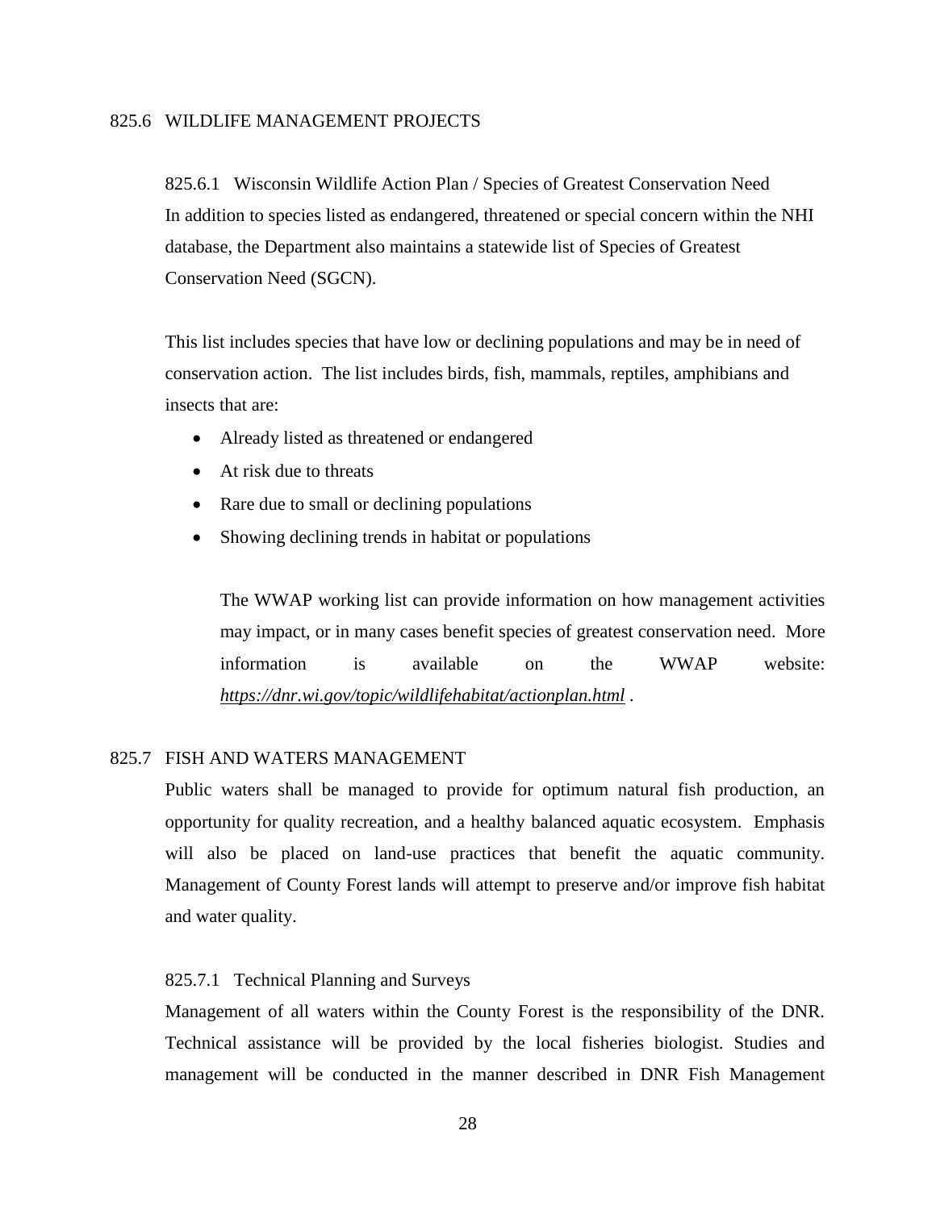## 825.6 WILDLIFE MANAGEMENT PROJECTS

### 825.6.1 Wisconsin Wildlife Action Plan / Species of Greatest Conservation Need

In addition to species listed as endangered, threatened or special concern within the NHI database, the Department also maintains a statewide list of Species of Greatest Conservation Need (SGCN).

This list includes species that have low or declining populations and may be in need of conservation action. The list includes birds, fish, mammals, reptiles, amphibians and insects that are:

- Already listed as threatened or endangered
- At risk due to threats
- Rare due to small or declining populations
- Showing declining trends in habitat or populations

The WWAP working list can provide information on how management activities may impact, or in many cases benefit species of greatest conservation need. More information is available on the WWAP website: *https://dnr.wi.gov/topic/wildlifehabitat/actionplan.html* .

## 825.7 FISH AND WATERS MANAGEMENT

Public waters shall be managed to provide for optimum natural fish production, an opportunity for quality recreation, and a healthy balanced aquatic ecosystem. Emphasis will also be placed on land-use practices that benefit the aquatic community. Management of County Forest lands will attempt to preserve and/or improve fish habitat and water quality.

### 825.7.1 Technical Planning and Surveys

Management of all waters within the County Forest is the responsibility of the DNR. Technical assistance will be provided by the local fisheries biologist. Studies and management will be conducted in the manner described in DNR Fish Management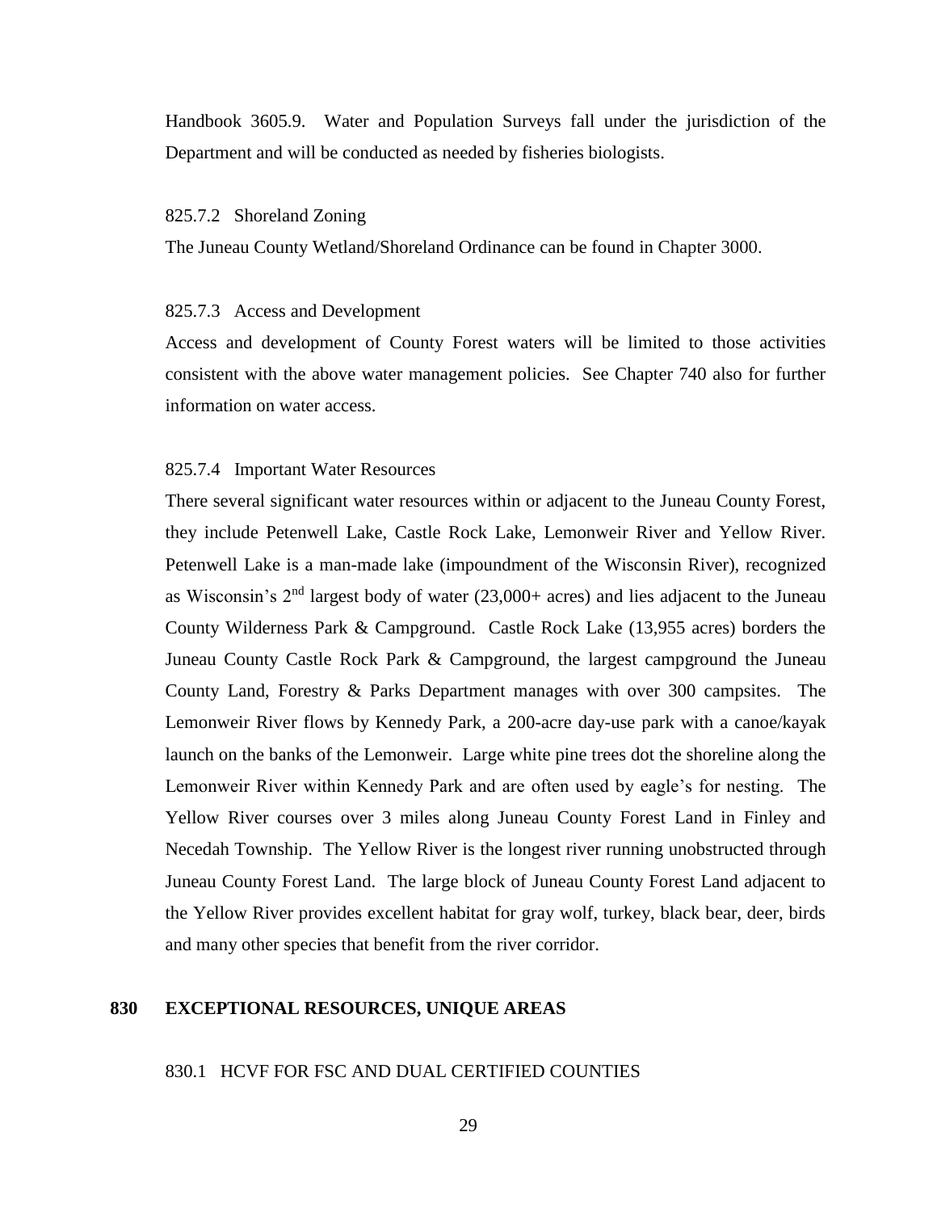Handbook 3605.9. Water and Population Surveys fall under the jurisdiction of the Department and will be conducted as needed by fisheries biologists.

#### 825.7.2 Shoreland Zoning

The Juneau County Wetland/Shoreland Ordinance can be found in Chapter 3000.

#### 825.7.3 Access and Development

Access and development of County Forest waters will be limited to those activities consistent with the above water management policies. See Chapter 740 also for further information on water access.

#### 825.7.4 Important Water Resources

There several significant water resources within or adjacent to the Juneau County Forest, they include Petenwell Lake, Castle Rock Lake, Lemonweir River and Yellow River. Petenwell Lake is a man-made lake (impoundment of the Wisconsin River), recognized as Wisconsin's 2nd largest body of water (23,000+ acres) and lies adjacent to the Juneau County Wilderness Park & Campground. Castle Rock Lake (13,955 acres) borders the Juneau County Castle Rock Park & Campground, the largest campground the Juneau County Land, Forestry & Parks Department manages with over 300 campsites. The Lemonweir River flows by Kennedy Park, a 200-acre day-use park with a canoe/kayak launch on the banks of the Lemonweir. Large white pine trees dot the shoreline along the Lemonweir River within Kennedy Park and are often used by eagle's for nesting. The Yellow River courses over 3 miles along Juneau County Forest Land in Finley and Necedah Township. The Yellow River is the longest river running unobstructed through Juneau County Forest Land. The large block of Juneau County Forest Land adjacent to the Yellow River provides excellent habitat for gray wolf, turkey, black bear, deer, birds and many other species that benefit from the river corridor.

## 830 EXCEPTIONAL RESOURCES, UNIQUE AREAS

### 830.1 HCVF FOR FSC AND DUAL CERTIFIED COUNTIES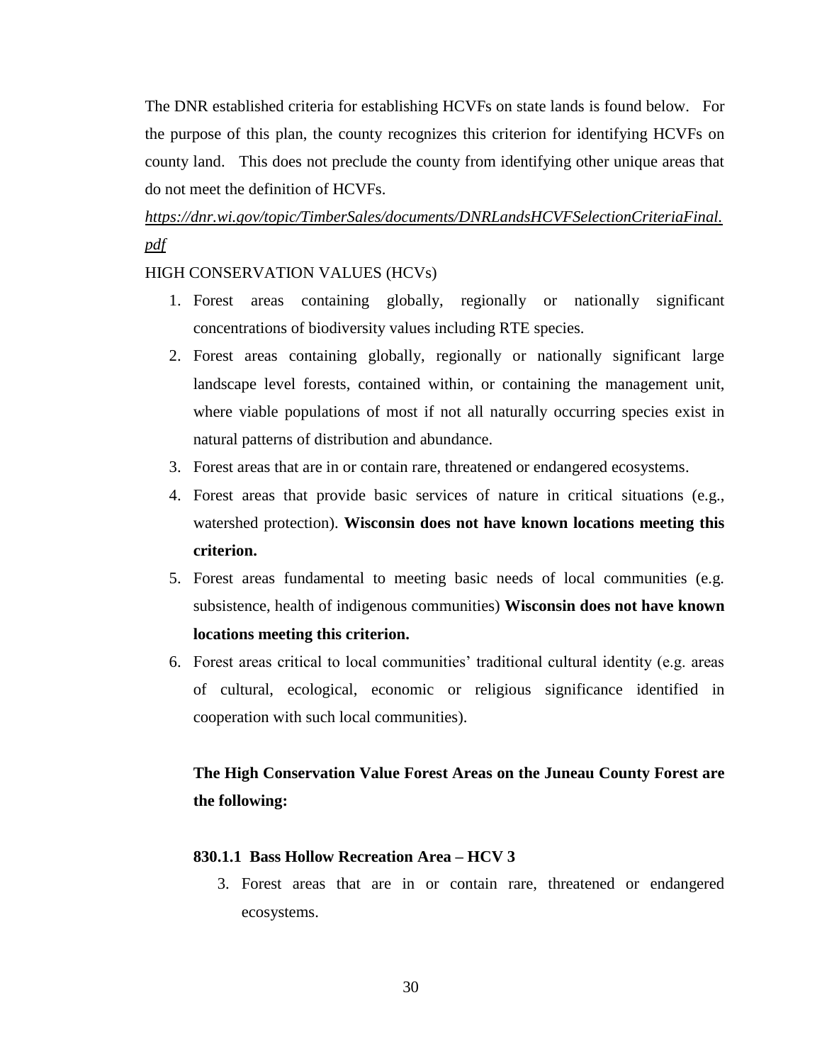The DNR established criteria for establishing HCVFs on state lands is found below. For the purpose of this plan, the county recognizes this criterion for identifying HCVFs on county land. This does not preclude the county from identifying other unique areas that do not meet the definition of HCVFs.

*https://dnr.wi.gov/topic/TimberSales/documents/DNRLandsHCVFSelectionCriteriaFinal.pdf*

HIGH CONSERVATION VALUES (HCVs)

1. Forest areas containing globally, regionally or nationally significant concentrations of biodiversity values including RTE species.
2. Forest areas containing globally, regionally or nationally significant large landscape level forests, contained within, or containing the management unit, where viable populations of most if not all naturally occurring species exist in natural patterns of distribution and abundance.
3. Forest areas that are in or contain rare, threatened or endangered ecosystems.
4. Forest areas that provide basic services of nature in critical situations (e.g., watershed protection). **Wisconsin does not have known locations meeting this criterion.**
5. Forest areas fundamental to meeting basic needs of local communities (e.g. subsistence, health of indigenous communities) **Wisconsin does not have known locations meeting this criterion.**
6. Forest areas critical to local communities' traditional cultural identity (e.g. areas of cultural, ecological, economic or religious significance identified in cooperation with such local communities).

**The High Conservation Value Forest Areas on the Juneau County Forest are the following:**

#### 830.1.1 Bass Hollow Recreation Area – HCV 3

3. Forest areas that are in or contain rare, threatened or endangered ecosystems.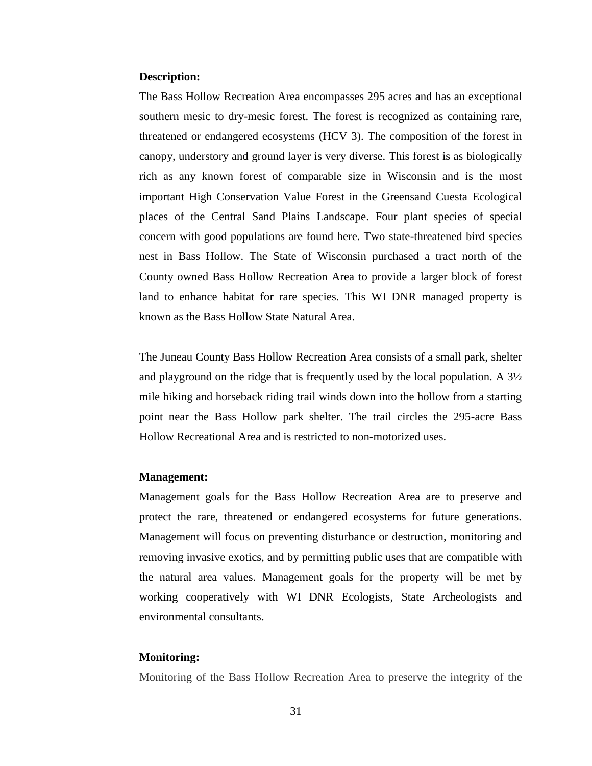**Description:**

The Bass Hollow Recreation Area encompasses 295 acres and has an exceptional southern mesic to dry-mesic forest. The forest is recognized as containing rare, threatened or endangered ecosystems (HCV 3). The composition of the forest in canopy, understory and ground layer is very diverse. This forest is as biologically rich as any known forest of comparable size in Wisconsin and is the most important High Conservation Value Forest in the Greensand Cuesta Ecological places of the Central Sand Plains Landscape. Four plant species of special concern with good populations are found here. Two state-threatened bird species nest in Bass Hollow. The State of Wisconsin purchased a tract north of the County owned Bass Hollow Recreation Area to provide a larger block of forest land to enhance habitat for rare species. This WI DNR managed property is known as the Bass Hollow State Natural Area.

The Juneau County Bass Hollow Recreation Area consists of a small park, shelter and playground on the ridge that is frequently used by the local population. A 3½ mile hiking and horseback riding trail winds down into the hollow from a starting point near the Bass Hollow park shelter. The trail circles the 295-acre Bass Hollow Recreational Area and is restricted to non-motorized uses.

**Management:**

Management goals for the Bass Hollow Recreation Area are to preserve and protect the rare, threatened or endangered ecosystems for future generations. Management will focus on preventing disturbance or destruction, monitoring and removing invasive exotics, and by permitting public uses that are compatible with the natural area values. Management goals for the property will be met by working cooperatively with WI DNR Ecologists, State Archeologists and environmental consultants.

**Monitoring:**

Monitoring of the Bass Hollow Recreation Area to preserve the integrity of the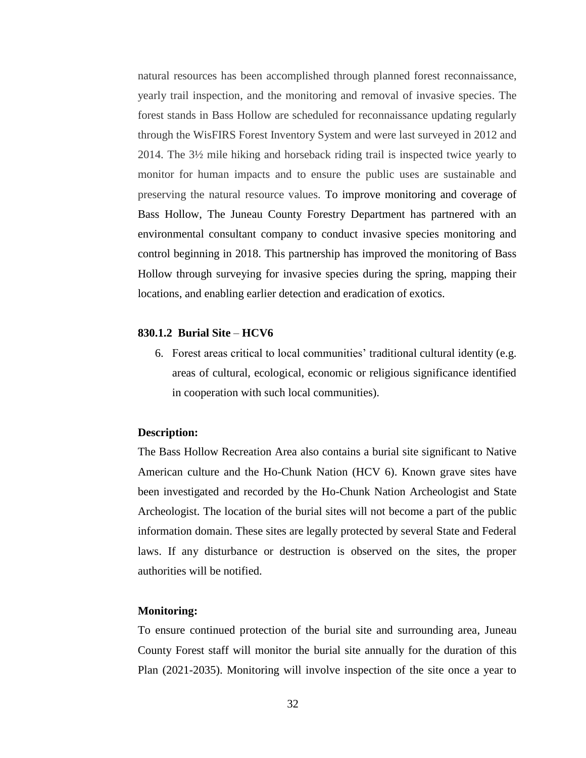natural resources has been accomplished through planned forest reconnaissance, yearly trail inspection, and the monitoring and removal of invasive species. The forest stands in Bass Hollow are scheduled for reconnaissance updating regularly through the WisFIRS Forest Inventory System and were last surveyed in 2012 and 2014. The 3½ mile hiking and horseback riding trail is inspected twice yearly to monitor for human impacts and to ensure the public uses are sustainable and preserving the natural resource values. To improve monitoring and coverage of Bass Hollow, The Juneau County Forestry Department has partnered with an environmental consultant company to conduct invasive species monitoring and control beginning in 2018. This partnership has improved the monitoring of Bass Hollow through surveying for invasive species during the spring, mapping their locations, and enabling earlier detection and eradication of exotics.

### 830.1.2 Burial Site – HCV6

6. Forest areas critical to local communities' traditional cultural identity (e.g. areas of cultural, ecological, economic or religious significance identified in cooperation with such local communities).

**Description:**

The Bass Hollow Recreation Area also contains a burial site significant to Native American culture and the Ho-Chunk Nation (HCV 6). Known grave sites have been investigated and recorded by the Ho-Chunk Nation Archeologist and State Archeologist. The location of the burial sites will not become a part of the public information domain. These sites are legally protected by several State and Federal laws. If any disturbance or destruction is observed on the sites, the proper authorities will be notified.

**Monitoring:**

To ensure continued protection of the burial site and surrounding area, Juneau County Forest staff will monitor the burial site annually for the duration of this Plan (2021-2035). Monitoring will involve inspection of the site once a year to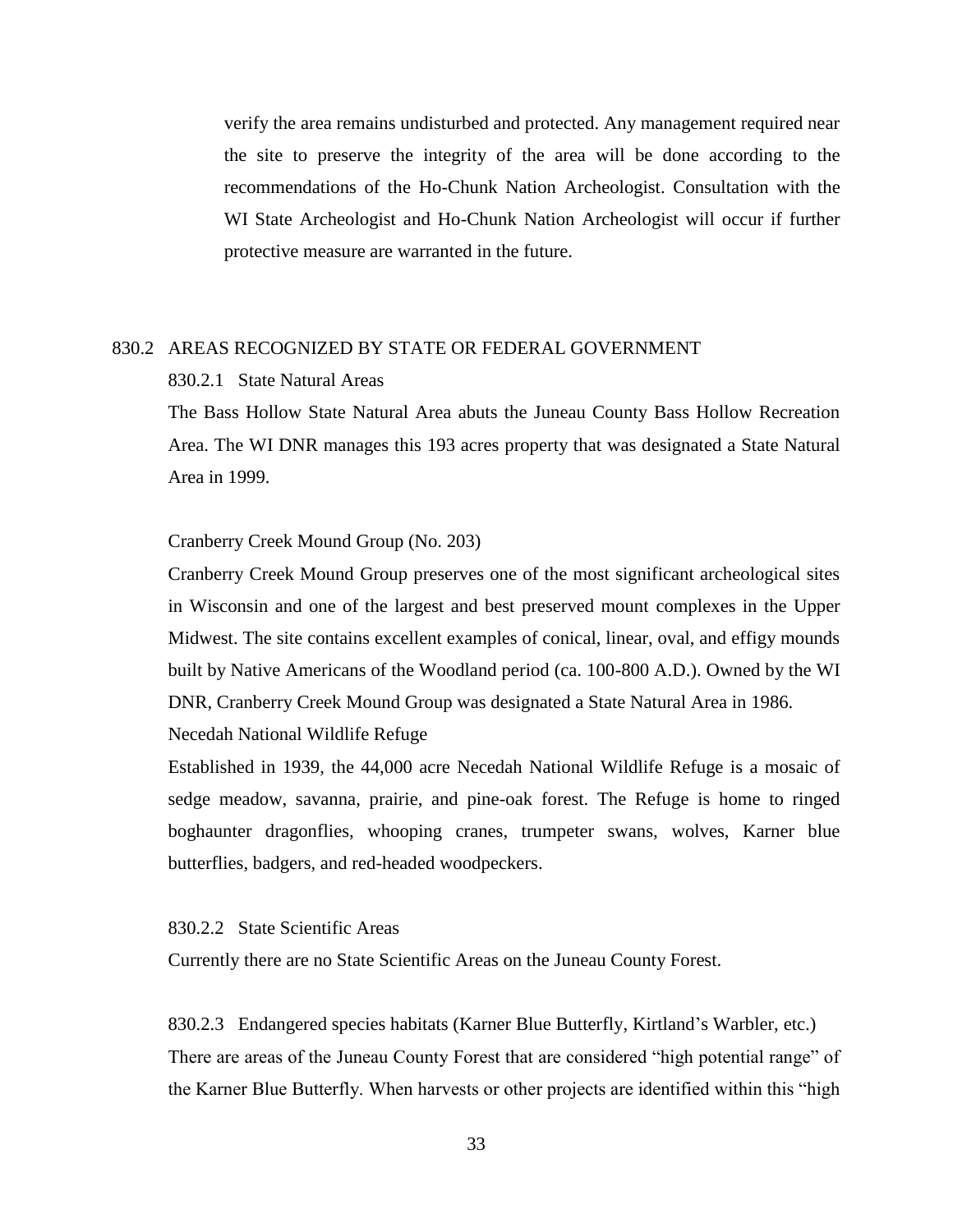verify the area remains undisturbed and protected. Any management required near the site to preserve the integrity of the area will be done according to the recommendations of the Ho-Chunk Nation Archeologist. Consultation with the WI State Archeologist and Ho-Chunk Nation Archeologist will occur if further protective measure are warranted in the future.

## 830.2 AREAS RECOGNIZED BY STATE OR FEDERAL GOVERNMENT

### 830.2.1 State Natural Areas

The Bass Hollow State Natural Area abuts the Juneau County Bass Hollow Recreation Area. The WI DNR manages this 193 acres property that was designated a State Natural Area in 1999.

Cranberry Creek Mound Group (No. 203)

Cranberry Creek Mound Group preserves one of the most significant archeological sites in Wisconsin and one of the largest and best preserved mount complexes in the Upper Midwest. The site contains excellent examples of conical, linear, oval, and effigy mounds built by Native Americans of the Woodland period (ca. 100-800 A.D.). Owned by the WI DNR, Cranberry Creek Mound Group was designated a State Natural Area in 1986.

Necedah National Wildlife Refuge

Established in 1939, the 44,000 acre Necedah National Wildlife Refuge is a mosaic of sedge meadow, savanna, prairie, and pine-oak forest. The Refuge is home to ringed boghaunter dragonflies, whooping cranes, trumpeter swans, wolves, Karner blue butterflies, badgers, and red-headed woodpeckers.

### 830.2.2 State Scientific Areas

Currently there are no State Scientific Areas on the Juneau County Forest.

### 830.2.3 Endangered species habitats (Karner Blue Butterfly, Kirtland's Warbler, etc.)

There are areas of the Juneau County Forest that are considered "high potential range" of the Karner Blue Butterfly. When harvests or other projects are identified within this "high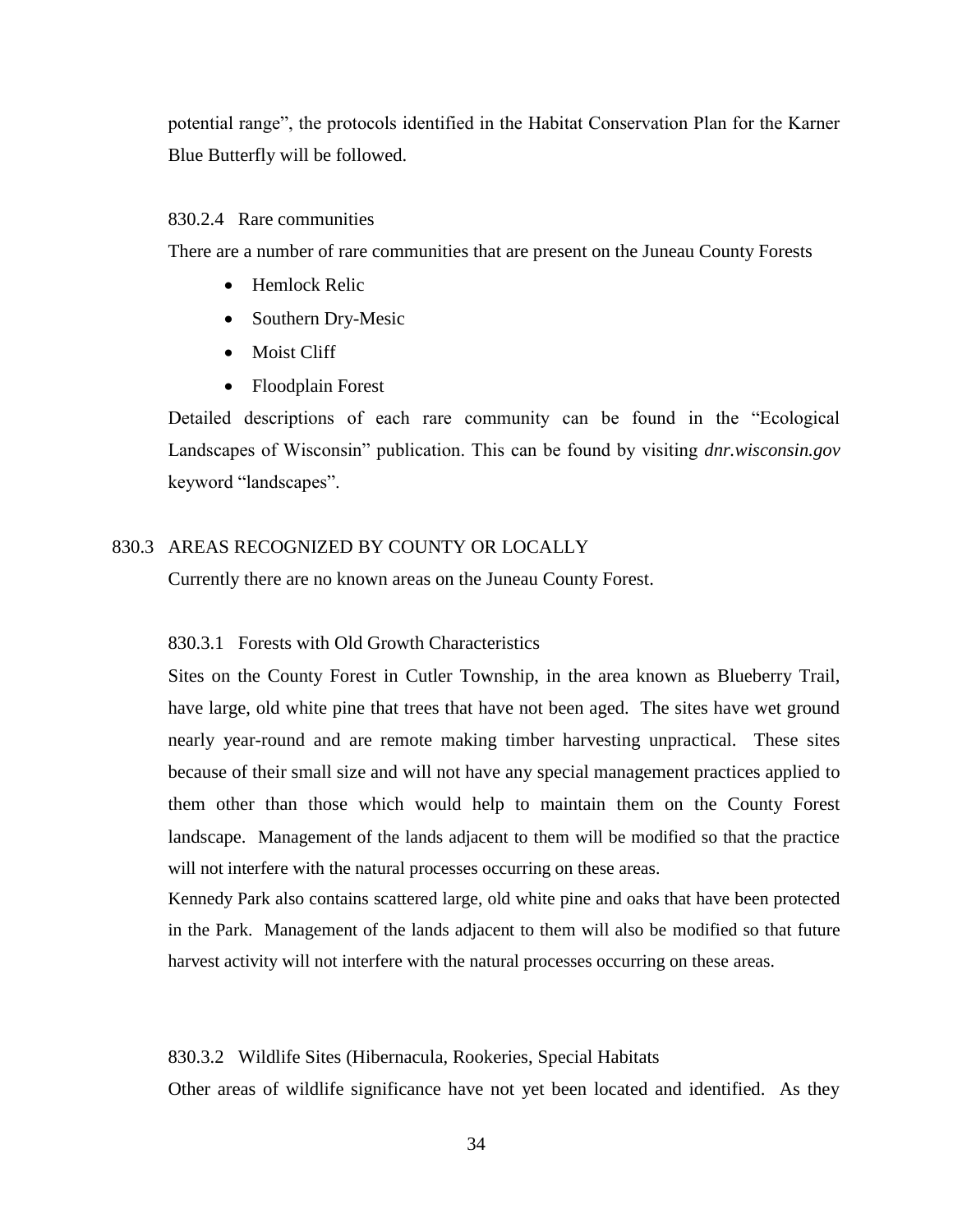potential range", the protocols identified in the Habitat Conservation Plan for the Karner Blue Butterfly will be followed.

### 830.2.4 Rare communities

There are a number of rare communities that are present on the Juneau County Forests

- Hemlock Relic
- Southern Dry-Mesic
- Moist Cliff
- Floodplain Forest

Detailed descriptions of each rare community can be found in the "Ecological Landscapes of Wisconsin" publication. This can be found by visiting *dnr.wisconsin.gov* keyword "landscapes".

## 830.3 AREAS RECOGNIZED BY COUNTY OR LOCALLY

Currently there are no known areas on the Juneau County Forest.

### 830.3.1 Forests with Old Growth Characteristics

Sites on the County Forest in Cutler Township, in the area known as Blueberry Trail, have large, old white pine that trees that have not been aged. The sites have wet ground nearly year-round and are remote making timber harvesting unpractical. These sites because of their small size and will not have any special management practices applied to them other than those which would help to maintain them on the County Forest landscape. Management of the lands adjacent to them will be modified so that the practice will not interfere with the natural processes occurring on these areas.

Kennedy Park also contains scattered large, old white pine and oaks that have been protected in the Park. Management of the lands adjacent to them will also be modified so that future harvest activity will not interfere with the natural processes occurring on these areas.

### 830.3.2 Wildlife Sites (Hibernacula, Rookeries, Special Habitats

Other areas of wildlife significance have not yet been located and identified. As they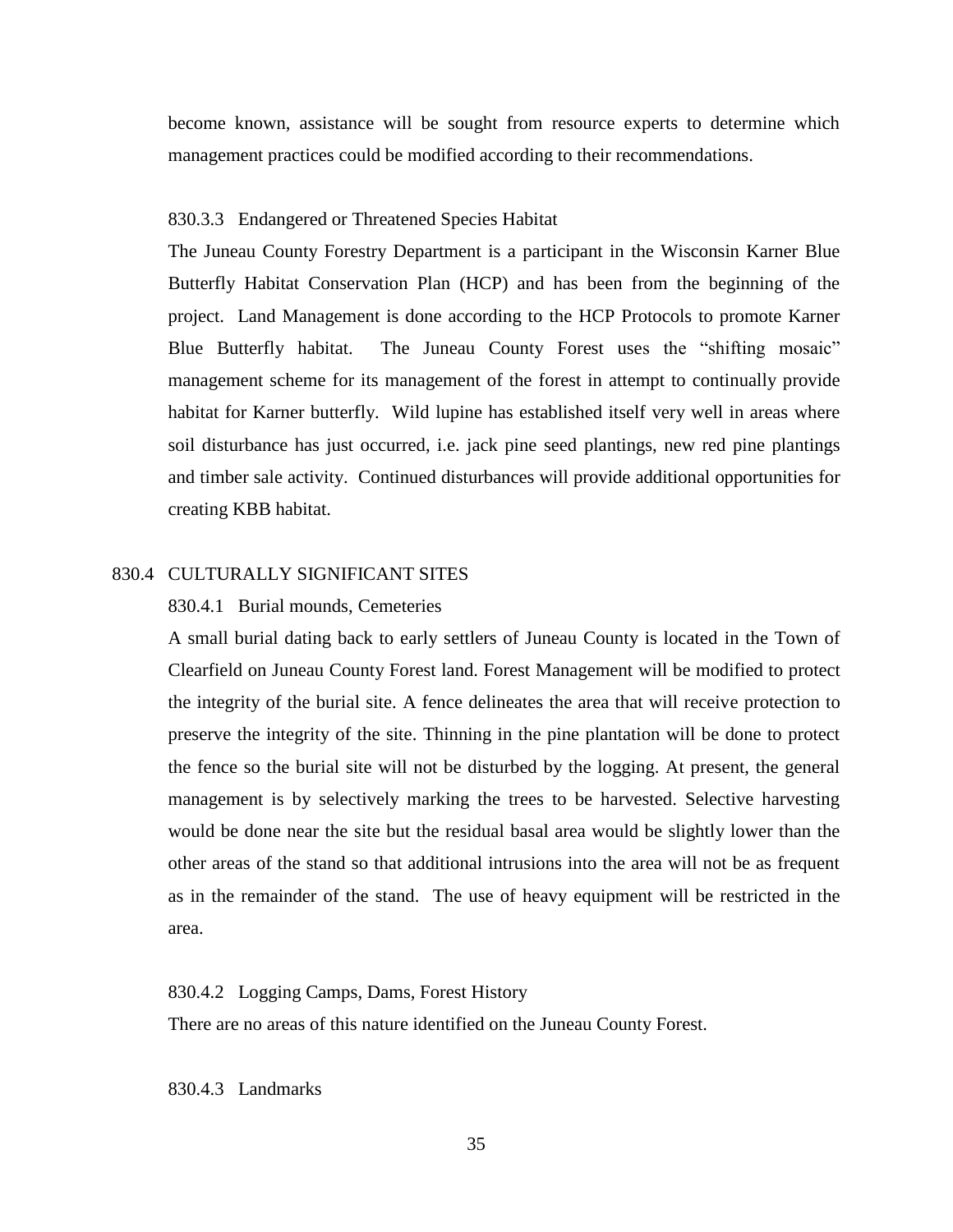become known, assistance will be sought from resource experts to determine which management practices could be modified according to their recommendations.

#### 830.3.3 Endangered or Threatened Species Habitat

The Juneau County Forestry Department is a participant in the Wisconsin Karner Blue Butterfly Habitat Conservation Plan (HCP) and has been from the beginning of the project. Land Management is done according to the HCP Protocols to promote Karner Blue Butterfly habitat. The Juneau County Forest uses the "shifting mosaic" management scheme for its management of the forest in attempt to continually provide habitat for Karner butterfly. Wild lupine has established itself very well in areas where soil disturbance has just occurred, i.e. jack pine seed plantings, new red pine plantings and timber sale activity. Continued disturbances will provide additional opportunities for creating KBB habitat.

### 830.4 CULTURALLY SIGNIFICANT SITES

#### 830.4.1 Burial mounds, Cemeteries

A small burial dating back to early settlers of Juneau County is located in the Town of Clearfield on Juneau County Forest land. Forest Management will be modified to protect the integrity of the burial site. A fence delineates the area that will receive protection to preserve the integrity of the site. Thinning in the pine plantation will be done to protect the fence so the burial site will not be disturbed by the logging. At present, the general management is by selectively marking the trees to be harvested. Selective harvesting would be done near the site but the residual basal area would be slightly lower than the other areas of the stand so that additional intrusions into the area will not be as frequent as in the remainder of the stand. The use of heavy equipment will be restricted in the area.

#### 830.4.2 Logging Camps, Dams, Forest History

There are no areas of this nature identified on the Juneau County Forest.

#### 830.4.3 Landmarks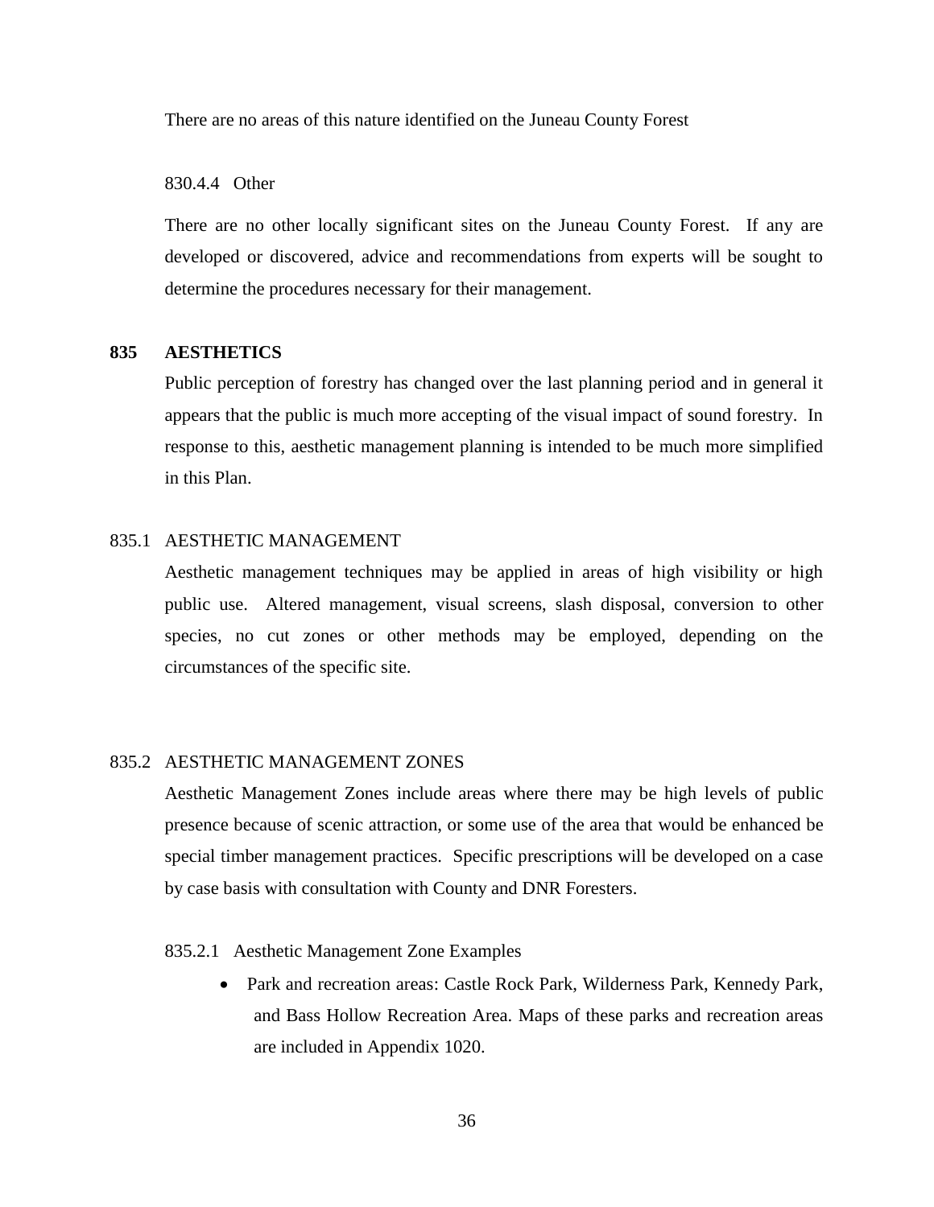There are no areas of this nature identified on the Juneau County Forest

830.4.4 Other

There are no other locally significant sites on the Juneau County Forest. If any are developed or discovered, advice and recommendations from experts will be sought to determine the procedures necessary for their management.

## 835 AESTHETICS

Public perception of forestry has changed over the last planning period and in general it appears that the public is much more accepting of the visual impact of sound forestry. In response to this, aesthetic management planning is intended to be much more simplified in this Plan.

### 835.1 AESTHETIC MANAGEMENT

Aesthetic management techniques may be applied in areas of high visibility or high public use. Altered management, visual screens, slash disposal, conversion to other species, no cut zones or other methods may be employed, depending on the circumstances of the specific site.

### 835.2 AESTHETIC MANAGEMENT ZONES

Aesthetic Management Zones include areas where there may be high levels of public presence because of scenic attraction, or some use of the area that would be enhanced be special timber management practices. Specific prescriptions will be developed on a case by case basis with consultation with County and DNR Foresters.

835.2.1 Aesthetic Management Zone Examples

- Park and recreation areas: Castle Rock Park, Wilderness Park, Kennedy Park, and Bass Hollow Recreation Area. Maps of these parks and recreation areas are included in Appendix 1020.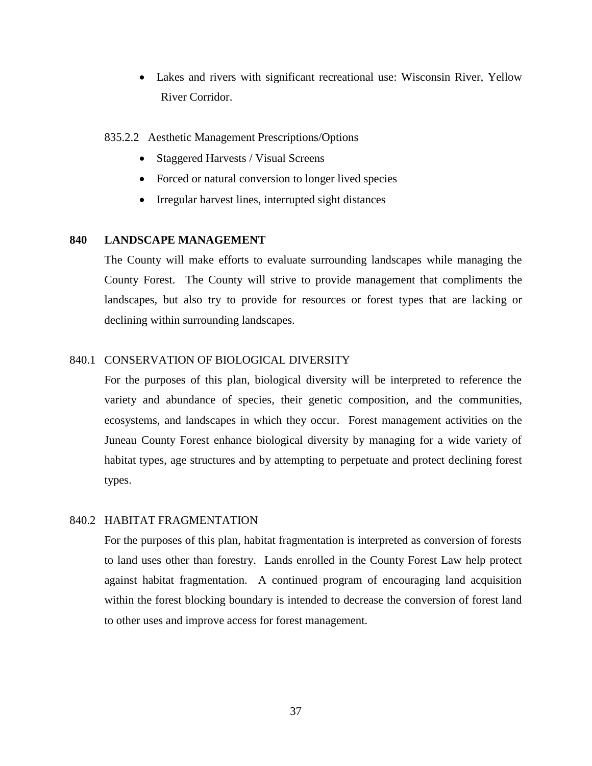- Lakes and rivers with significant recreational use: Wisconsin River, Yellow River Corridor.

835.2.2 Aesthetic Management Prescriptions/Options

- Staggered Harvests / Visual Screens
- Forced or natural conversion to longer lived species
- Irregular harvest lines, interrupted sight distances

## 840 LANDSCAPE MANAGEMENT

The County will make efforts to evaluate surrounding landscapes while managing the County Forest. The County will strive to provide management that compliments the landscapes, but also try to provide for resources or forest types that are lacking or declining within surrounding landscapes.

### 840.1 CONSERVATION OF BIOLOGICAL DIVERSITY

For the purposes of this plan, biological diversity will be interpreted to reference the variety and abundance of species, their genetic composition, and the communities, ecosystems, and landscapes in which they occur. Forest management activities on the Juneau County Forest enhance biological diversity by managing for a wide variety of habitat types, age structures and by attempting to perpetuate and protect declining forest types.

### 840.2 HABITAT FRAGMENTATION

For the purposes of this plan, habitat fragmentation is interpreted as conversion of forests to land uses other than forestry. Lands enrolled in the County Forest Law help protect against habitat fragmentation. A continued program of encouraging land acquisition within the forest blocking boundary is intended to decrease the conversion of forest land to other uses and improve access for forest management.